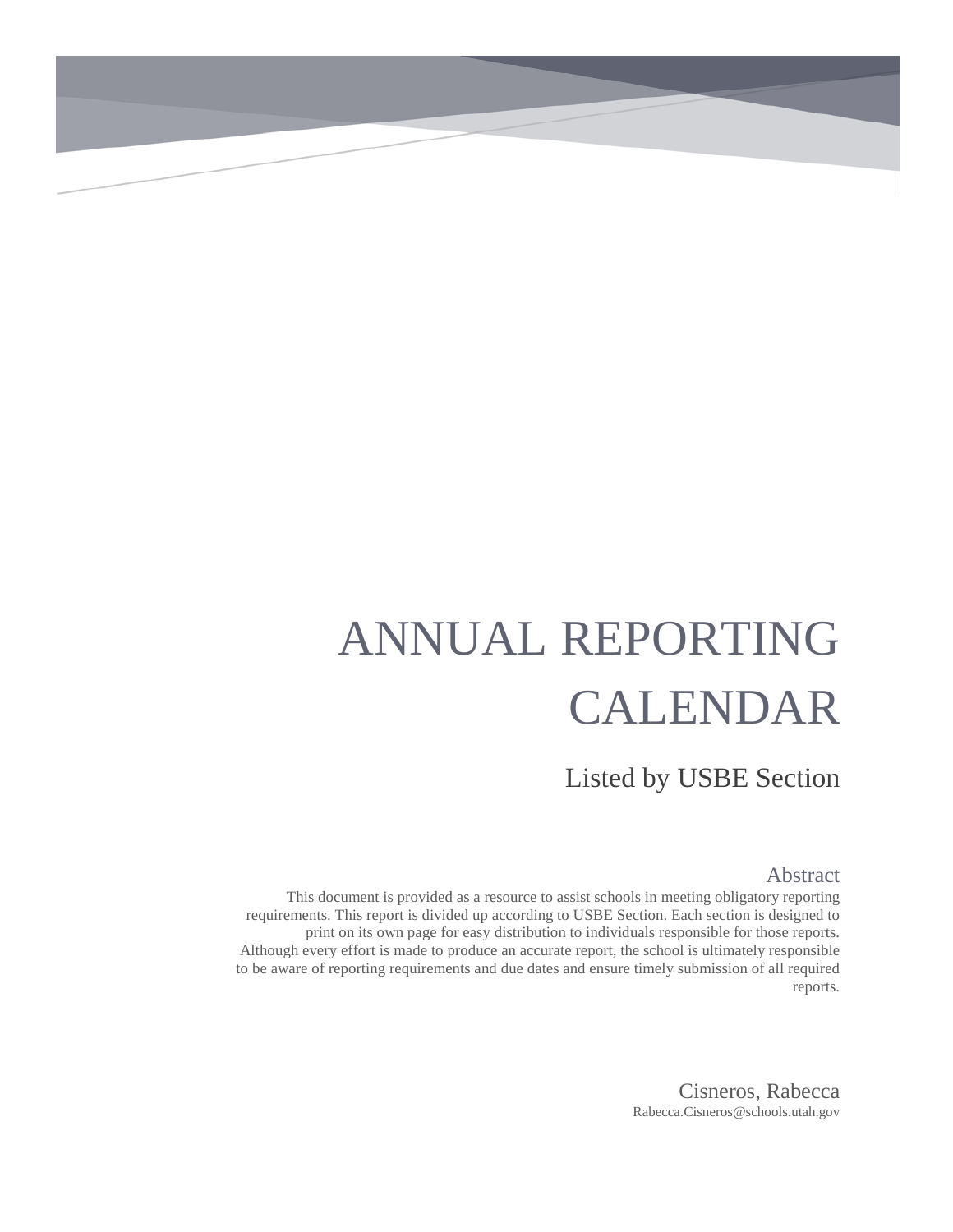# ANNUAL REPORTING CALENDAR

## Listed by USBE Section

### Abstract

This document is provided as a resource to assist schools in meeting obligatory reporting requirements. This report is divided up according to USBE Section. Each section is designed to print on its own page for easy distribution to individuals responsible for those reports. Although every effort is made to produce an accurate report, the school is ultimately responsible to be aware of reporting requirements and due dates and ensure timely submission of all required reports.

Cisneros, Rabecca
Rabecca.Cisneros@schools.utah.gov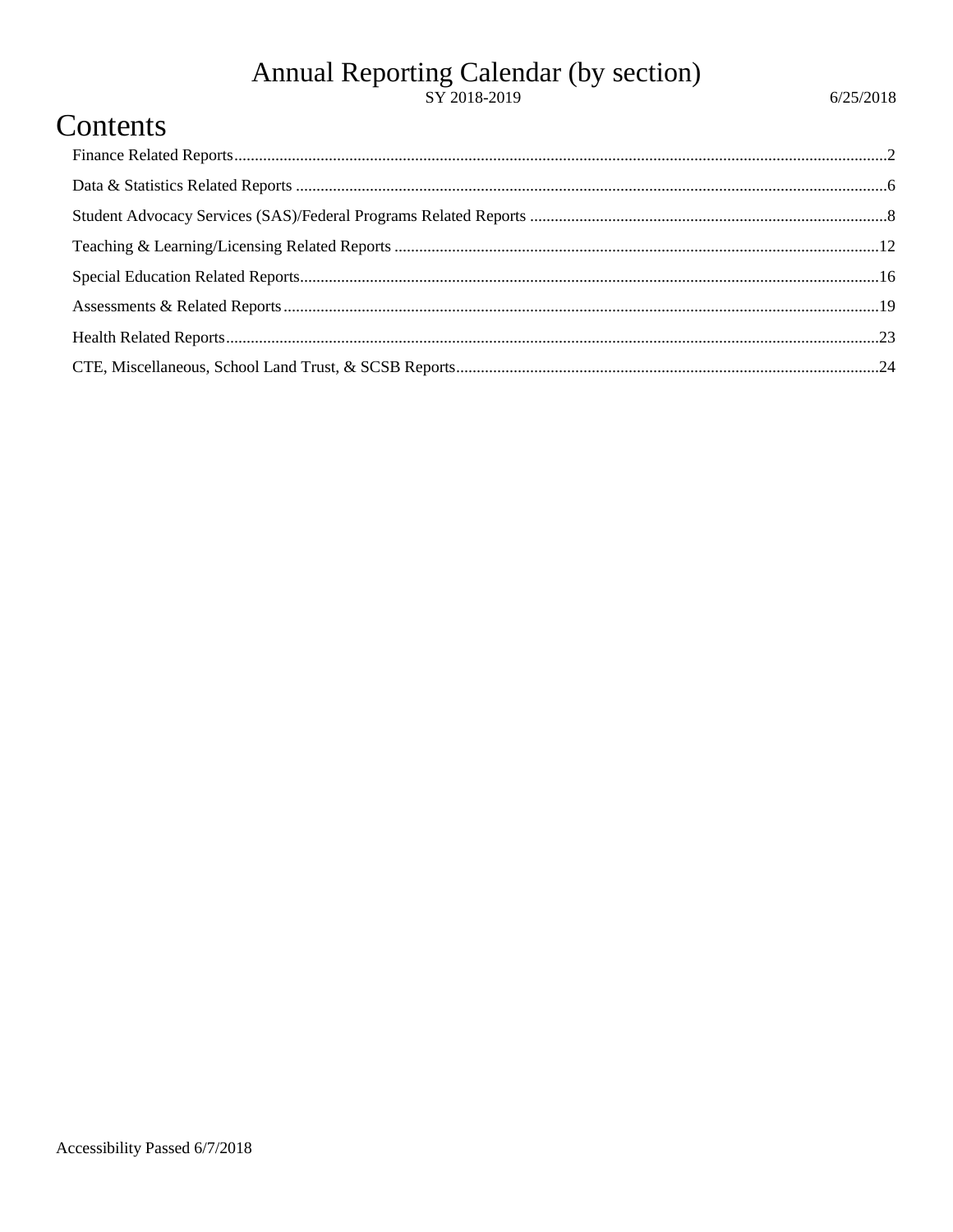# Annual Reporting Calendar (by section)

SY 2018-2019

6/25/2018

## Contents

- Finance Related Reports....2
- Data & Statistics Related Reports....6
- Student Advocacy Services (SAS)/Federal Programs Related Reports....8
- Teaching & Learning/Licensing Related Reports....12
- Special Education Related Reports....16
- Assessments & Related Reports....19
- Health Related Reports....23
- CTE, Miscellaneous, School Land Trust, & SCSB Reports....24

Accessibility Passed 6/7/2018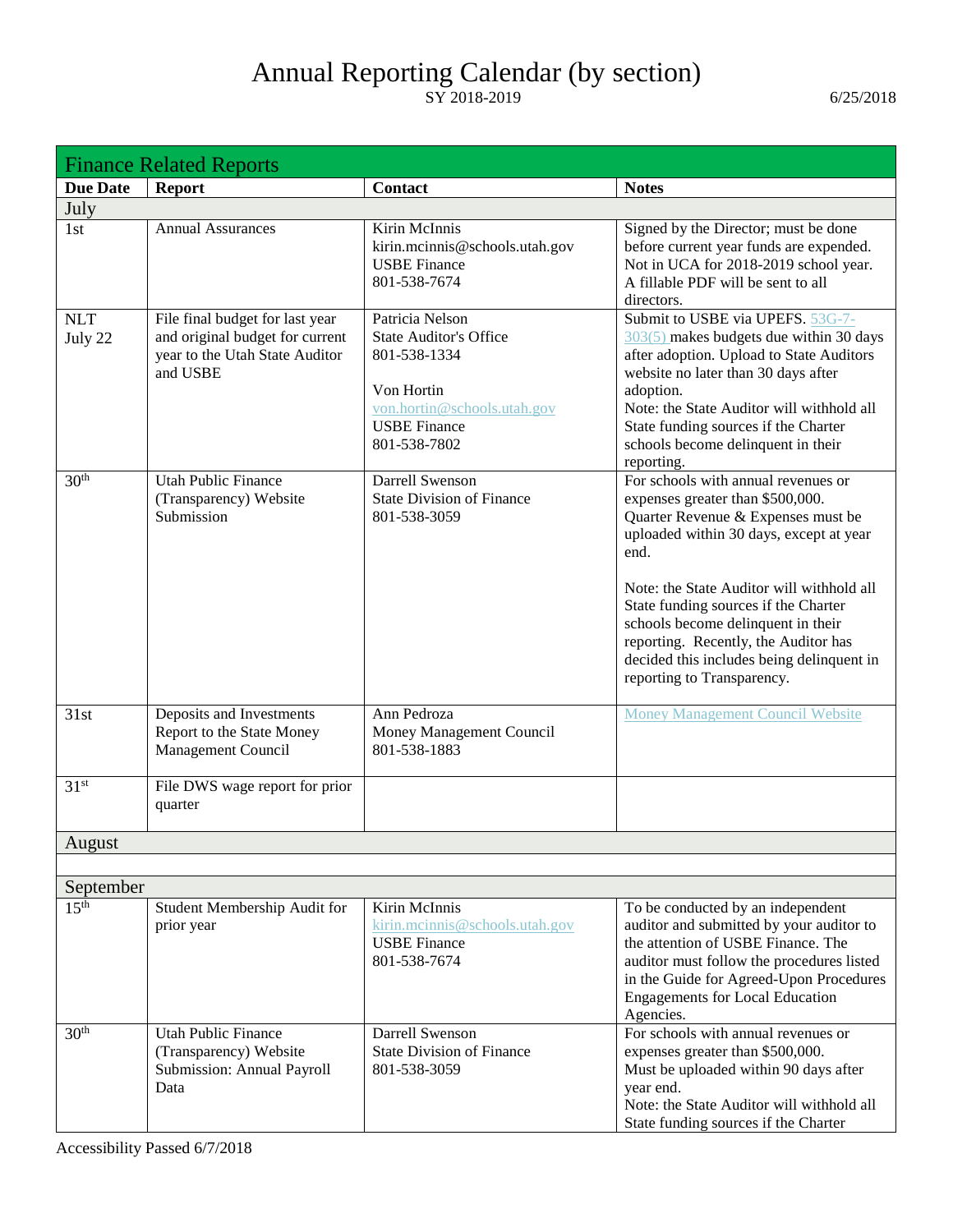# Annual Reporting Calendar (by section)

SY 2018-2019

6/25/2018

## Finance Related Reports

| Due Date | Report | Contact | Notes |
|---|---|---|---|
| **July** | | | |
| 1st | Annual Assurances | Kirin McInnis<br>kirin.mcinnis@schools.utah.gov<br>USBE Finance<br>801-538-7674 | Signed by the Director; must be done before current year funds are expended. Not in UCA for 2018-2019 school year. A fillable PDF will be sent to all directors. |
| NLT July 22 | File final budget for last year and original budget for current year to the Utah State Auditor and USBE | Patricia Nelson<br>State Auditor's Office<br>801-538-1334<br><br>Von Hortin<br>von.hortin@schools.utah.gov<br>USBE Finance<br>801-538-7802 | Submit to USBE via UPEFS. 53G-7-303(5) makes budgets due within 30 days after adoption. Upload to State Auditors website no later than 30 days after adoption.<br>Note: the State Auditor will withhold all State funding sources if the Charter schools become delinquent in their reporting. |
| 30th | Utah Public Finance (Transparency) Website Submission | Darrell Swenson<br>State Division of Finance<br>801-538-3059 | For schools with annual revenues or expenses greater than $500,000. Quarter Revenue & Expenses must be uploaded within 30 days, except at year end.<br><br>Note: the State Auditor will withhold all State funding sources if the Charter schools become delinquent in their reporting. Recently, the Auditor has decided this includes being delinquent in reporting to Transparency. |
| 31st | Deposits and Investments Report to the State Money Management Council | Ann Pedroza<br>Money Management Council<br>801-538-1883 | Money Management Council Website |
| 31st | File DWS wage report for prior quarter | | |
| **August** | | | |
| | | | |
| **September** | | | |
| 15th | Student Membership Audit for prior year | Kirin McInnis<br>kirin.mcinnis@schools.utah.gov<br>USBE Finance<br>801-538-7674 | To be conducted by an independent auditor and submitted by your auditor to the attention of USBE Finance. The auditor must follow the procedures listed in the Guide for Agreed-Upon Procedures Engagements for Local Education Agencies. |
| 30th | Utah Public Finance (Transparency) Website Submission: Annual Payroll Data | Darrell Swenson<br>State Division of Finance<br>801-538-3059 | For schools with annual revenues or expenses greater than $500,000. Must be uploaded within 90 days after year end.<br>Note: the State Auditor will withhold all State funding sources if the Charter |

Accessibility Passed 6/7/2018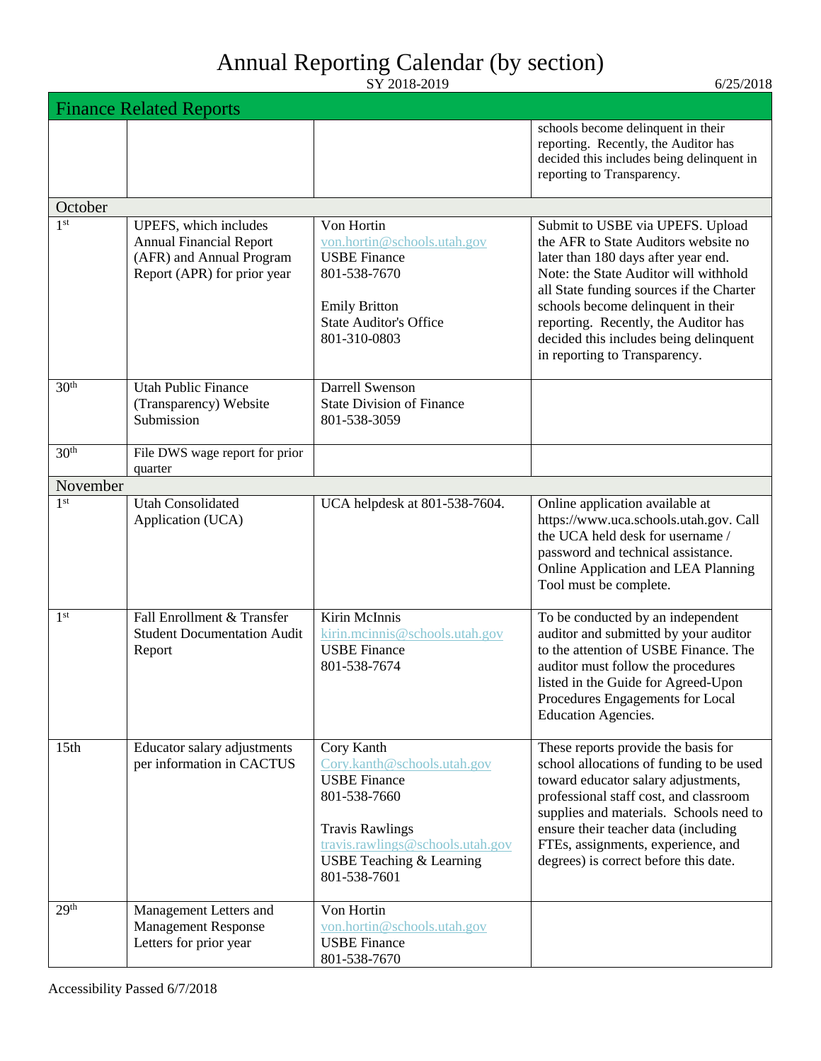# Annual Reporting Calendar (by section)

SY 2018-2019

6/25/2018

## Finance Related Reports

| | | | |
|---|---|---|---|
| | | | schools become delinquent in their reporting. Recently, the Auditor has decided this includes being delinquent in reporting to Transparency. |
| **October** | | | |
| 1st | UPEFS, which includes Annual Financial Report (AFR) and Annual Program Report (APR) for prior year | Von Hortin von.hortin@schools.utah.gov USBE Finance 801-538-7670 Emily Britton State Auditor's Office 801-310-0803 | Submit to USBE via UPEFS. Upload the AFR to State Auditors website no later than 180 days after year end. Note: the State Auditor will withhold all State funding sources if the Charter schools become delinquent in their reporting. Recently, the Auditor has decided this includes being delinquent in reporting to Transparency. |
| 30th | Utah Public Finance (Transparency) Website Submission | Darrell Swenson State Division of Finance 801-538-3059 | |
| 30th | File DWS wage report for prior quarter | | |
| **November** | | | |
| 1st | Utah Consolidated Application (UCA) | UCA helpdesk at 801-538-7604. | Online application available at https://www.uca.schools.utah.gov. Call the UCA held desk for username / password and technical assistance. Online Application and LEA Planning Tool must be complete. |
| 1st | Fall Enrollment & Transfer Student Documentation Audit Report | Kirin McInnis kirin.mcinnis@schools.utah.gov USBE Finance 801-538-7674 | To be conducted by an independent auditor and submitted by your auditor to the attention of USBE Finance. The auditor must follow the procedures listed in the Guide for Agreed-Upon Procedures Engagements for Local Education Agencies. |
| 15th | Educator salary adjustments per information in CACTUS | Cory Kanth Cory.kanth@schools.utah.gov USBE Finance 801-538-7660 Travis Rawlings travis.rawlings@schools.utah.gov USBE Teaching & Learning 801-538-7601 | These reports provide the basis for school allocations of funding to be used toward educator salary adjustments, professional staff cost, and classroom supplies and materials. Schools need to ensure their teacher data (including FTEs, assignments, experience, and degrees) is correct before this date. |
| 29th | Management Letters and Management Response Letters for prior year | Von Hortin von.hortin@schools.utah.gov USBE Finance 801-538-7670 | |

Accessibility Passed 6/7/2018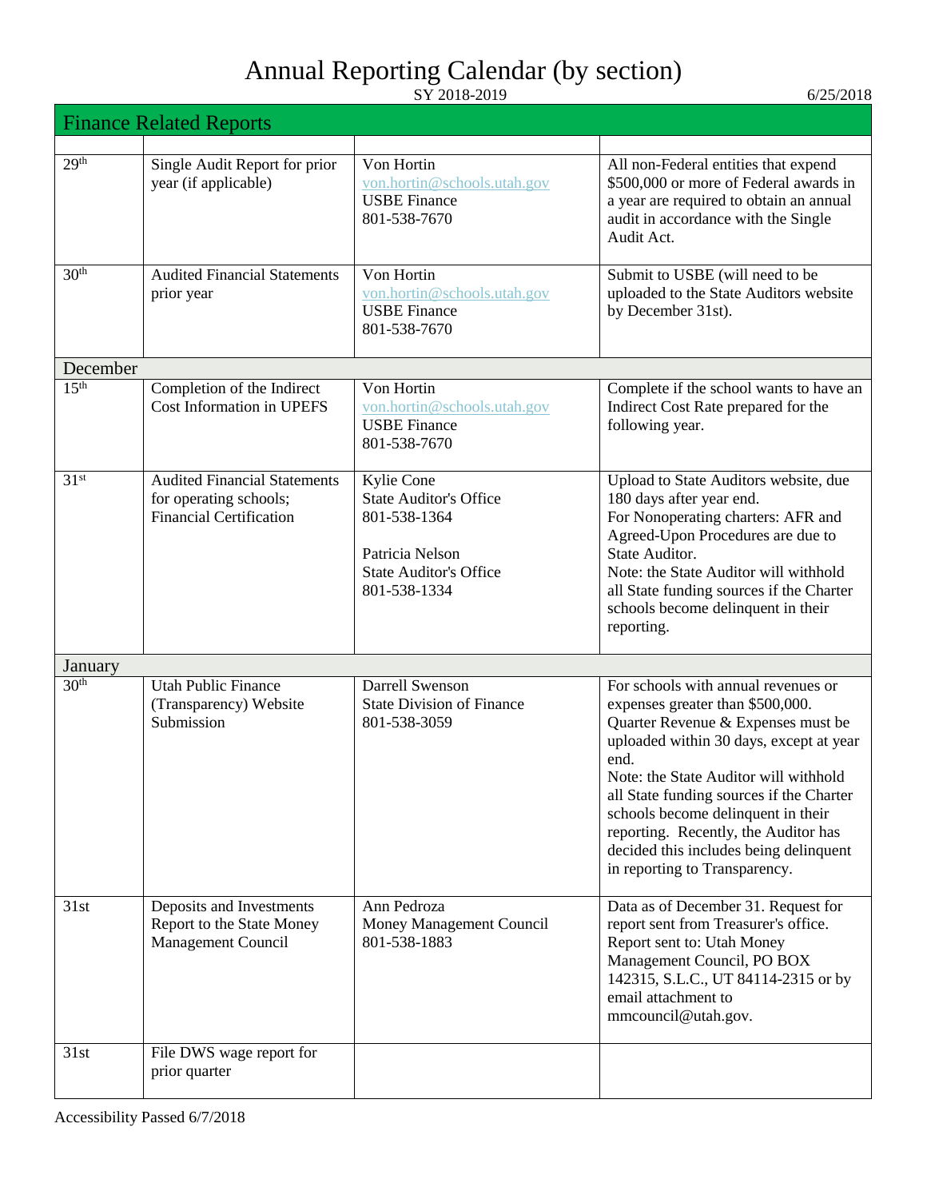# Annual Reporting Calendar (by section)

SY 2018-2019

6/25/2018

## Finance Related Reports

| | | | |
|---|---|---|---|
| 29th | Single Audit Report for prior year (if applicable) | Von Hortin<br>von.hortin@schools.utah.gov<br>USBE Finance<br>801-538-7670 | All non-Federal entities that expend $500,000 or more of Federal awards in a year are required to obtain an annual audit in accordance with the Single Audit Act. |
| 30th | Audited Financial Statements prior year | Von Hortin<br>von.hortin@schools.utah.gov<br>USBE Finance<br>801-538-7670 | Submit to USBE (will need to be uploaded to the State Auditors website by December 31st). |
| **December** | | | |
| 15th | Completion of the Indirect Cost Information in UPEFS | Von Hortin<br>von.hortin@schools.utah.gov<br>USBE Finance<br>801-538-7670 | Complete if the school wants to have an Indirect Cost Rate prepared for the following year. |
| 31st | Audited Financial Statements for operating schools; Financial Certification | Kylie Cone<br>State Auditor's Office<br>801-538-1364<br><br>Patricia Nelson<br>State Auditor's Office<br>801-538-1334 | Upload to State Auditors website, due 180 days after year end.<br>For Nonoperating charters: AFR and Agreed-Upon Procedures are due to State Auditor.<br>Note: the State Auditor will withhold all State funding sources if the Charter schools become delinquent in their reporting. |
| **January** | | | |
| 30th | Utah Public Finance (Transparency) Website Submission | Darrell Swenson<br>State Division of Finance<br>801-538-3059 | For schools with annual revenues or expenses greater than $500,000. Quarter Revenue & Expenses must be uploaded within 30 days, except at year end.<br>Note: the State Auditor will withhold all State funding sources if the Charter schools become delinquent in their reporting. Recently, the Auditor has decided this includes being delinquent in reporting to Transparency. |
| 31st | Deposits and Investments Report to the State Money Management Council | Ann Pedroza<br>Money Management Council<br>801-538-1883 | Data as of December 31. Request for report sent from Treasurer's office. Report sent to: Utah Money Management Council, PO BOX 142315, S.L.C., UT 84114-2315 or by email attachment to mmcouncil@utah.gov. |
| 31st | File DWS wage report for prior quarter | | |

Accessibility Passed 6/7/2018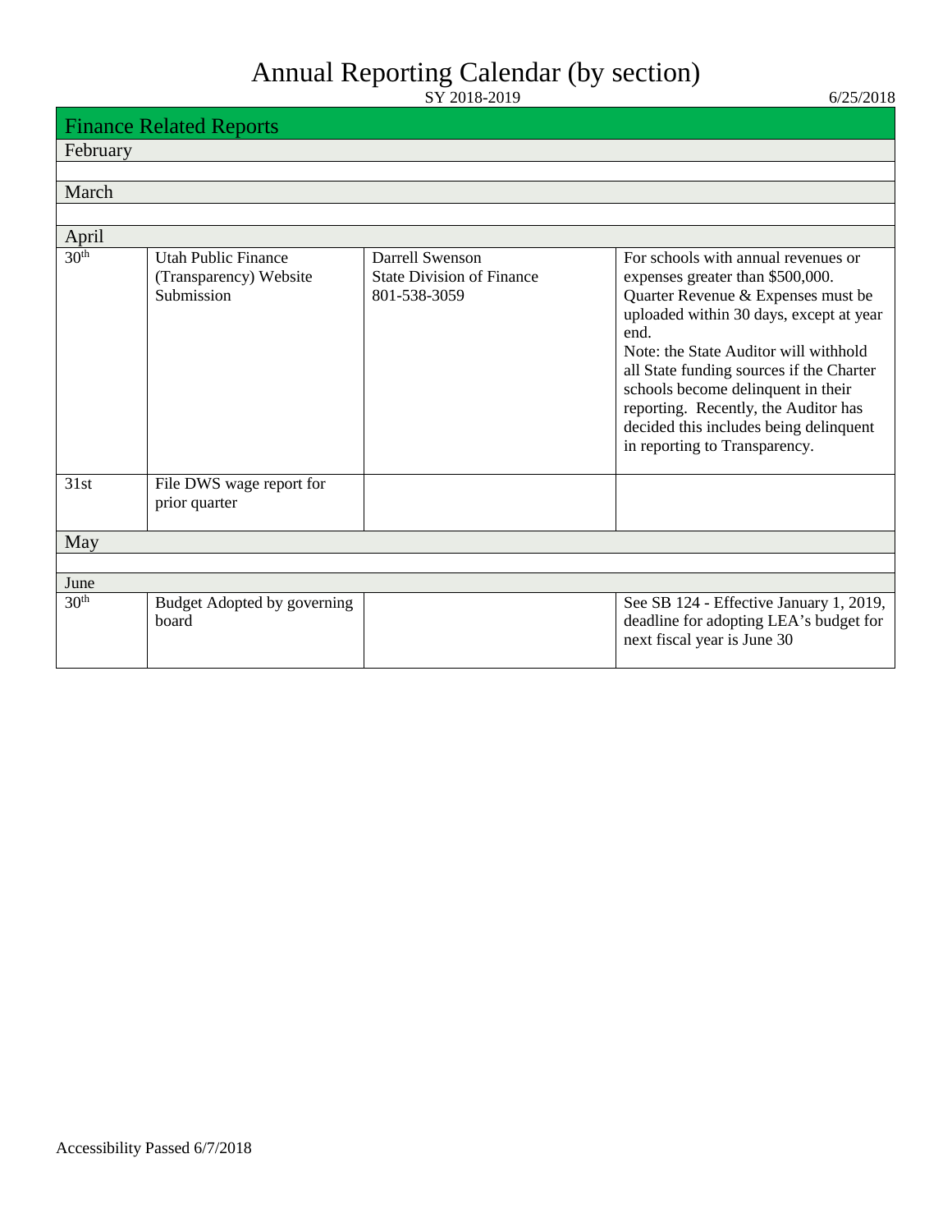# Annual Reporting Calendar (by section)

SY 2018-2019

6/25/2018

## Finance Related Reports

| Date | Report | Contact | Notes |
|---|---|---|---|
| **February** | | | |
| | | | |
| **March** | | | |
| | | | |
| **April** | | | |
| 30th | Utah Public Finance (Transparency) Website Submission | Darrell Swenson<br>State Division of Finance<br>801-538-3059 | For schools with annual revenues or expenses greater than $500,000. Quarter Revenue & Expenses must be uploaded within 30 days, except at year end.<br>Note: the State Auditor will withhold all State funding sources if the Charter schools become delinquent in their reporting. Recently, the Auditor has decided this includes being delinquent in reporting to Transparency. |
| 31st | File DWS wage report for prior quarter | | |
| **May** | | | |
| | | | |
| **June** | | | |
| 30th | Budget Adopted by governing board | | See SB 124 - Effective January 1, 2019, deadline for adopting LEA's budget for next fiscal year is June 30 |

Accessibility Passed 6/7/2018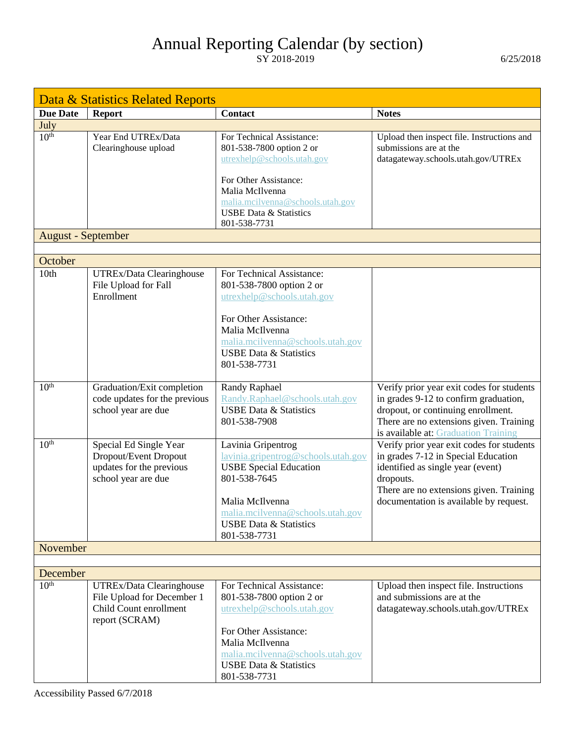# Annual Reporting Calendar (by section)

SY 2018-2019

6/25/2018

| Data & Statistics Related Reports | | | |
|---|---|---|---|
| **Due Date** | **Report** | **Contact** | **Notes** |
| **July** | | | |
| 10th | Year End UTREx/Data Clearinghouse upload | For Technical Assistance: 801-538-7800 option 2 or utrexhelp@schools.utah.gov<br><br>For Other Assistance: Malia McIlvenna malia.mcilvenna@schools.utah.gov USBE Data & Statistics 801-538-7731 | Upload then inspect file. Instructions and submissions are at the datagateway.schools.utah.gov/UTREx |
| **August - September** | | | |
| | | | |
| **October** | | | |
| 10th | UTREx/Data Clearinghouse File Upload for Fall Enrollment | For Technical Assistance: 801-538-7800 option 2 or utrexhelp@schools.utah.gov<br><br>For Other Assistance: Malia McIlvenna malia.mcilvenna@schools.utah.gov USBE Data & Statistics 801-538-7731 | |
| 10th | Graduation/Exit completion code updates for the previous school year are due | Randy Raphael Randy.Raphael@schools.utah.gov USBE Data & Statistics 801-538-7908 | Verify prior year exit codes for students in grades 9-12 to confirm graduation, dropout, or continuing enrollment. There are no extensions given. Training is available at: Graduation Training |
| 10th | Special Ed Single Year Dropout/Event Dropout updates for the previous school year are due | Lavinia Gripentrog lavinia.gripentrog@schools.utah.gov USBE Special Education 801-538-7645<br><br>Malia McIlvenna malia.mcilvenna@schools.utah.gov USBE Data & Statistics 801-538-7731 | Verify prior year exit codes for students in grades 7-12 in Special Education identified as single year (event) dropouts. There are no extensions given. Training documentation is available by request. |
| **November** | | | |
| | | | |
| **December** | | | |
| 10th | UTREx/Data Clearinghouse File Upload for December 1 Child Count enrollment report (SCRAM) | For Technical Assistance: 801-538-7800 option 2 or utrexhelp@schools.utah.gov<br><br>For Other Assistance: Malia McIlvenna malia.mcilvenna@schools.utah.gov USBE Data & Statistics 801-538-7731 | Upload then inspect file. Instructions and submissions are at the datagateway.schools.utah.gov/UTREx |

Accessibility Passed 6/7/2018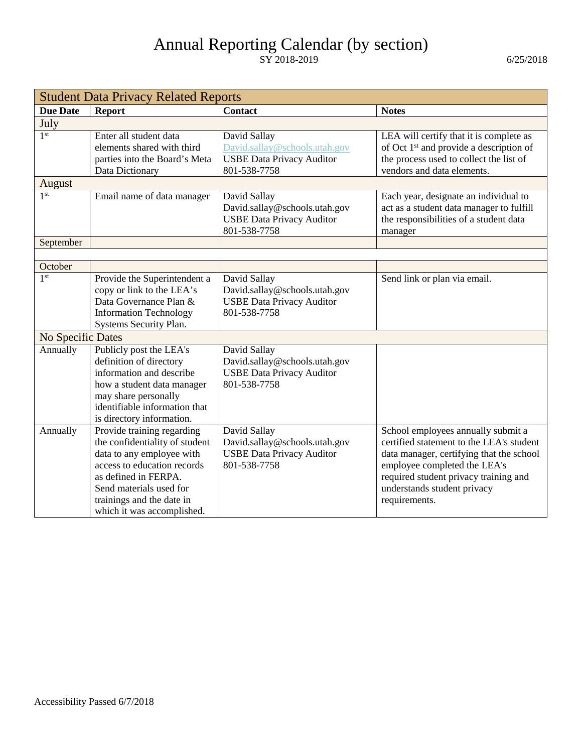# Annual Reporting Calendar (by section)

SY 2018-2019

6/25/2018

| Student Data Privacy Related Reports | | | |
|---|---|---|---|
| **Due Date** | **Report** | **Contact** | **Notes** |
| July | | | |
| 1st | Enter all student data elements shared with third parties into the Board's Meta Data Dictionary | David Sallay David.sallay@schools.utah.gov USBE Data Privacy Auditor 801-538-7758 | LEA will certify that it is complete as of Oct 1st and provide a description of the process used to collect the list of vendors and data elements. |
| August | | | |
| 1st | Email name of data manager | David Sallay David.sallay@schools.utah.gov USBE Data Privacy Auditor 801-538-7758 | Each year, designate an individual to act as a student data manager to fulfill the responsibilities of a student data manager |
| September | | | |
| | | | |
| October | | | |
| 1st | Provide the Superintendent a copy or link to the LEA's Data Governance Plan & Information Technology Systems Security Plan. | David Sallay David.sallay@schools.utah.gov USBE Data Privacy Auditor 801-538-7758 | Send link or plan via email. |
| No Specific Dates | | | |
| Annually | Publicly post the LEA's definition of directory information and describe how a student data manager may share personally identifiable information that is directory information. | David Sallay David.sallay@schools.utah.gov USBE Data Privacy Auditor 801-538-7758 | |
| Annually | Provide training regarding the confidentiality of student data to any employee with access to education records as defined in FERPA. Send materials used for trainings and the date in which it was accomplished. | David Sallay David.sallay@schools.utah.gov USBE Data Privacy Auditor 801-538-7758 | School employees annually submit a certified statement to the LEA's student data manager, certifying that the school employee completed the LEA's required student privacy training and understands student privacy requirements. |

Accessibility Passed 6/7/2018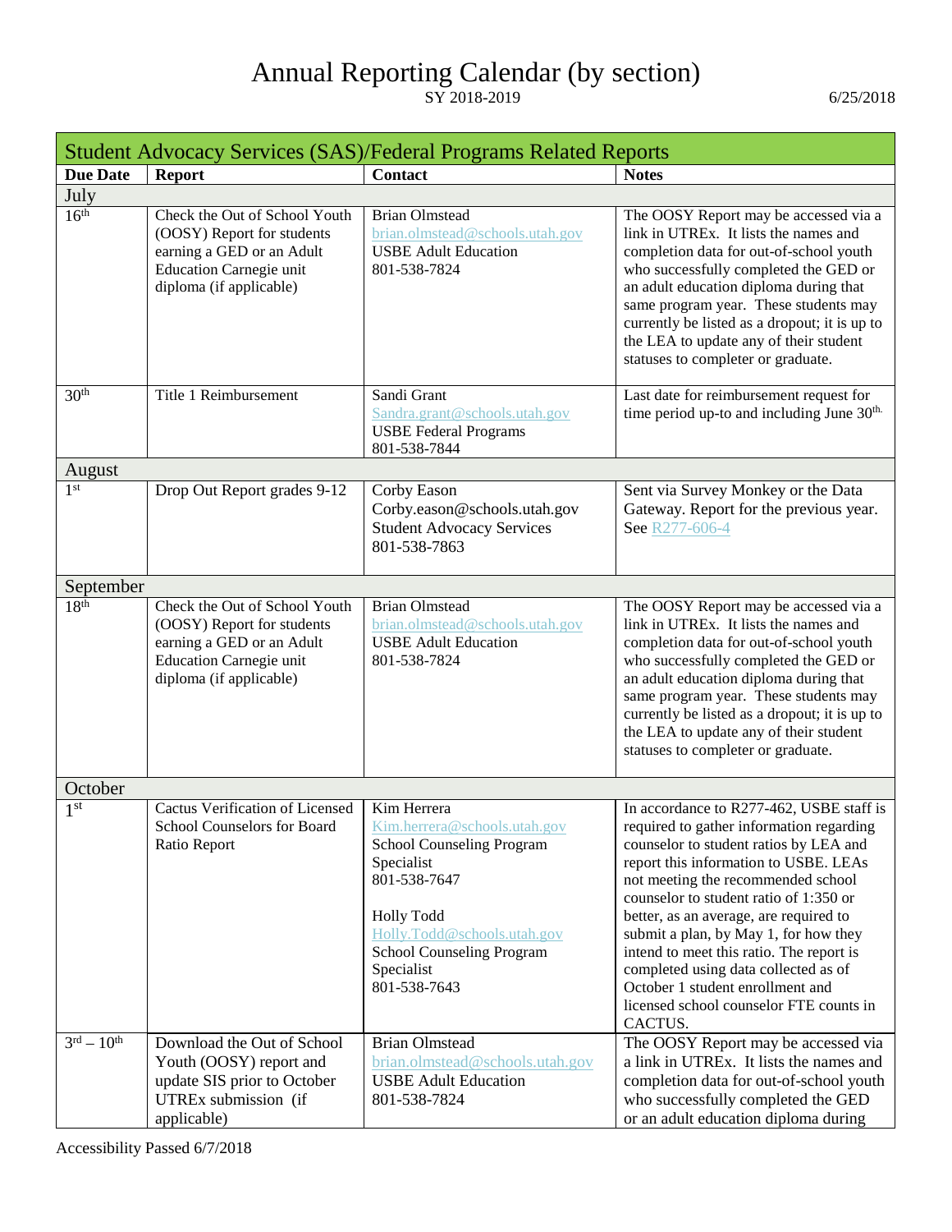# Annual Reporting Calendar (by section)

SY 2018-2019

6/25/2018

| Student Advocacy Services (SAS)/Federal Programs Related Reports | | | |
|---|---|---|---|
| **Due Date** | **Report** | **Contact** | **Notes** |
| July | | | |
| 16th | Check the Out of School Youth (OOSY) Report for students earning a GED or an Adult Education Carnegie unit diploma (if applicable) | Brian Olmstead<br>brian.olmstead@schools.utah.gov<br>USBE Adult Education<br>801-538-7824 | The OOSY Report may be accessed via a link in UTREx. It lists the names and completion data for out-of-school youth who successfully completed the GED or an adult education diploma during that same program year. These students may currently be listed as a dropout; it is up to the LEA to update any of their student statuses to completer or graduate. |
| 30th | Title 1 Reimbursement | Sandi Grant<br>Sandra.grant@schools.utah.gov<br>USBE Federal Programs<br>801-538-7844 | Last date for reimbursement request for time period up-to and including June 30th. |
| August | | | |
| 1st | Drop Out Report grades 9-12 | Corby Eason<br>Corby.eason@schools.utah.gov<br>Student Advocacy Services<br>801-538-7863 | Sent via Survey Monkey or the Data Gateway. Report for the previous year. See R277-606-4 |
| September | | | |
| 18th | Check the Out of School Youth (OOSY) Report for students earning a GED or an Adult Education Carnegie unit diploma (if applicable) | Brian Olmstead<br>brian.olmstead@schools.utah.gov<br>USBE Adult Education<br>801-538-7824 | The OOSY Report may be accessed via a link in UTREx. It lists the names and completion data for out-of-school youth who successfully completed the GED or an adult education diploma during that same program year. These students may currently be listed as a dropout; it is up to the LEA to update any of their student statuses to completer or graduate. |
| October | | | |
| 1st | Cactus Verification of Licensed School Counselors for Board Ratio Report | Kim Herrera<br>Kim.herrera@schools.utah.gov<br>School Counseling Program Specialist<br>801-538-7647<br><br>Holly Todd<br>Holly.Todd@schools.utah.gov<br>School Counseling Program Specialist<br>801-538-7643 | In accordance to R277-462, USBE staff is required to gather information regarding counselor to student ratios by LEA and report this information to USBE. LEAs not meeting the recommended school counselor to student ratio of 1:350 or better, as an average, are required to submit a plan, by May 1, for how they intend to meet this ratio. The report is completed using data collected as of October 1 student enrollment and licensed school counselor FTE counts in CACTUS. |
| 3rd – 10th | Download the Out of School Youth (OOSY) report and update SIS prior to October UTREx submission (if applicable) | Brian Olmstead<br>brian.olmstead@schools.utah.gov<br>USBE Adult Education<br>801-538-7824 | The OOSY Report may be accessed via a link in UTREx. It lists the names and completion data for out-of-school youth who successfully completed the GED or an adult education diploma during |

Accessibility Passed 6/7/2018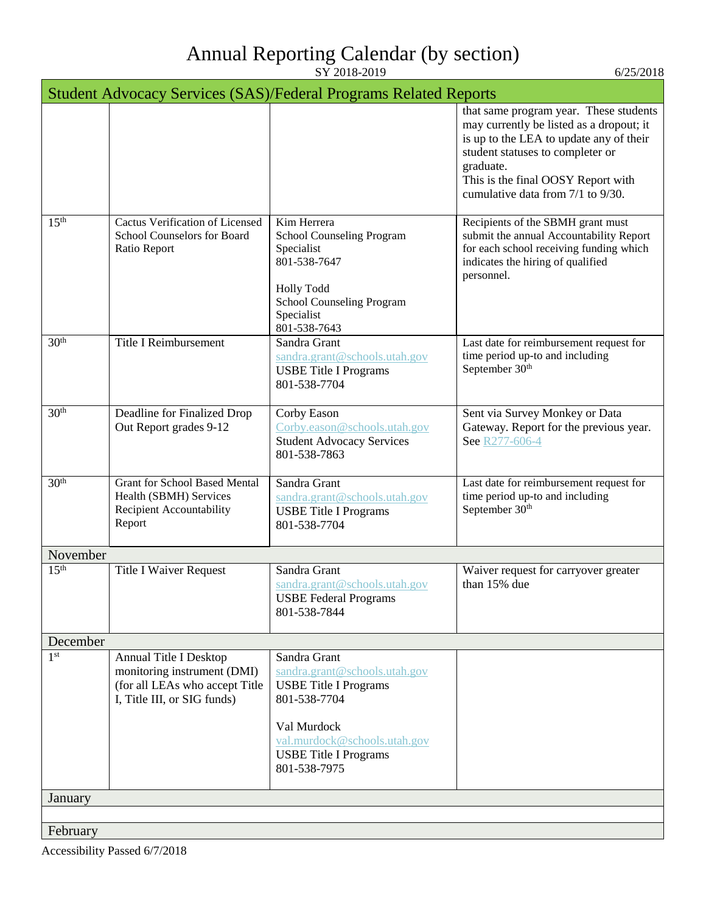Annual Reporting Calendar (by section)

SY 2018-2019 6/25/2018

| Student Advocacy Services (SAS)/Federal Programs Related Reports | | | |
|---|---|---|---|
| | | | that same program year. These students may currently be listed as a dropout; it is up to the LEA to update any of their student statuses to completer or graduate. This is the final OOSY Report with cumulative data from 7/1 to 9/30. |
| 15th | Cactus Verification of Licensed School Counselors for Board Ratio Report | Kim Herrera School Counseling Program Specialist 801-538-7647 Holly Todd School Counseling Program Specialist 801-538-7643 | Recipients of the SBMH grant must submit the annual Accountability Report for each school receiving funding which indicates the hiring of qualified personnel. |
| 30th | Title I Reimbursement | Sandra Grant sandra.grant@schools.utah.gov USBE Title I Programs 801-538-7704 | Last date for reimbursement request for time period up-to and including September 30th |
| 30th | Deadline for Finalized Drop Out Report grades 9-12 | Corby Eason Corby.eason@schools.utah.gov Student Advocacy Services 801-538-7863 | Sent via Survey Monkey or Data Gateway. Report for the previous year. See R277-606-4 |
| 30th | Grant for School Based Mental Health (SBMH) Services Recipient Accountability Report | Sandra Grant sandra.grant@schools.utah.gov USBE Title I Programs 801-538-7704 | Last date for reimbursement request for time period up-to and including September 30th |
| November | | | |
| 15th | Title I Waiver Request | Sandra Grant sandra.grant@schools.utah.gov USBE Federal Programs 801-538-7844 | Waiver request for carryover greater than 15% due |
| December | | | |
| 1st | Annual Title I Desktop monitoring instrument (DMI) (for all LEAs who accept Title I, Title III, or SIG funds) | Sandra Grant sandra.grant@schools.utah.gov USBE Title I Programs 801-538-7704 Val Murdock val.murdock@schools.utah.gov USBE Title I Programs 801-538-7975 | |
| January | | | |
| | | | |
| February | | | |

Accessibility Passed 6/7/2018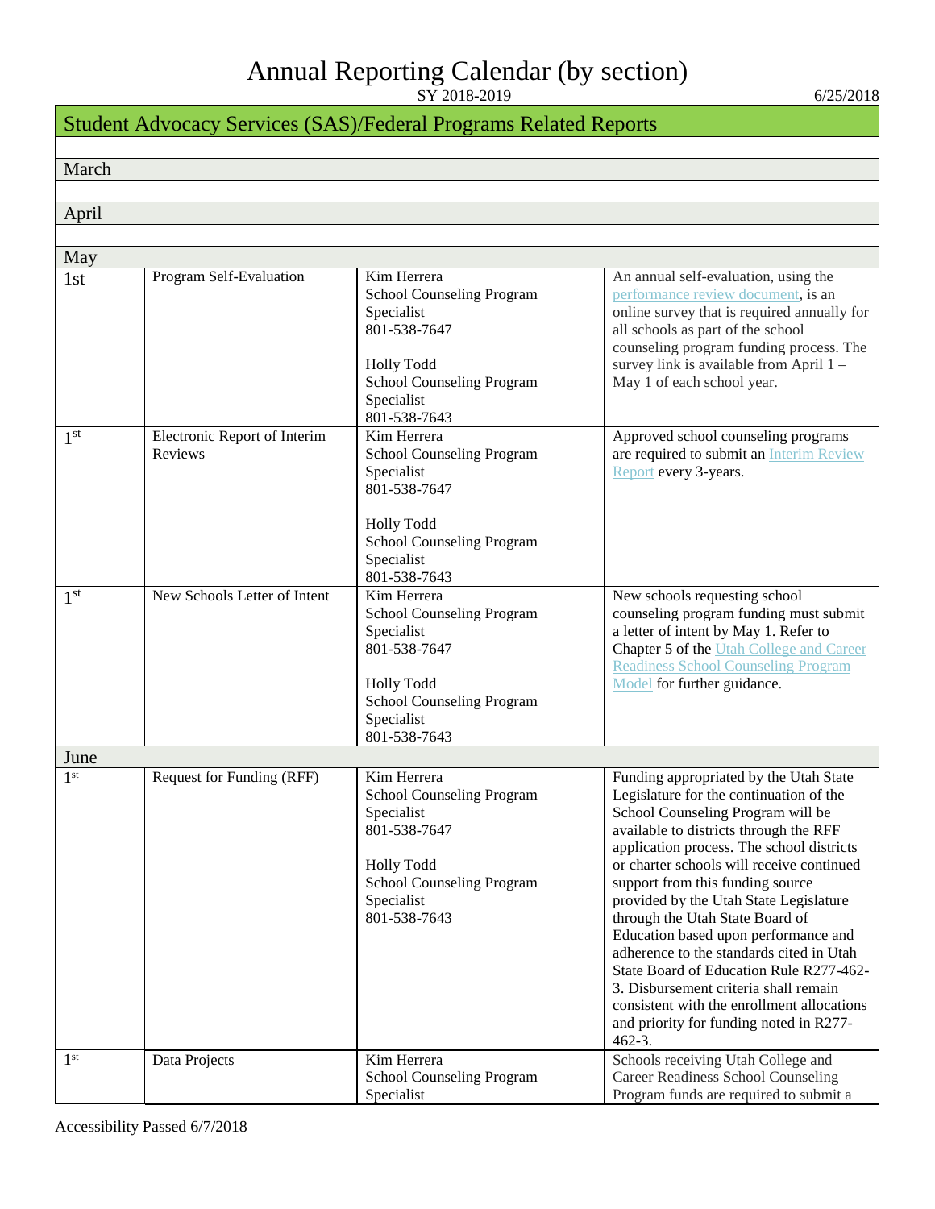# Annual Reporting Calendar (by section)

SY 2018-2019

6/25/2018

## Student Advocacy Services (SAS)/Federal Programs Related Reports

| Date | Report | Contact | Description |
|---|---|---|---|
| **March** | | | |
| **April** | | | |
| **May** | | | |
| 1st | Program Self-Evaluation | Kim Herrera<br>School Counseling Program Specialist<br>801-538-7647<br><br>Holly Todd<br>School Counseling Program Specialist<br>801-538-7643 | An annual self-evaluation, using the performance review document, is an online survey that is required annually for all schools as part of the school counseling program funding process. The survey link is available from April 1 – May 1 of each school year. |
| 1st | Electronic Report of Interim Reviews | Kim Herrera<br>School Counseling Program Specialist<br>801-538-7647<br><br>Holly Todd<br>School Counseling Program Specialist<br>801-538-7643 | Approved school counseling programs are required to submit an Interim Review Report every 3-years. |
| 1st | New Schools Letter of Intent | Kim Herrera<br>School Counseling Program Specialist<br>801-538-7647<br><br>Holly Todd<br>School Counseling Program Specialist<br>801-538-7643 | New schools requesting school counseling program funding must submit a letter of intent by May 1. Refer to Chapter 5 of the Utah College and Career Readiness School Counseling Program Model for further guidance. |
| **June** | | | |
| 1st | Request for Funding (RFF) | Kim Herrera<br>School Counseling Program Specialist<br>801-538-7647<br><br>Holly Todd<br>School Counseling Program Specialist<br>801-538-7643 | Funding appropriated by the Utah State Legislature for the continuation of the School Counseling Program will be available to districts through the RFF application process. The school districts or charter schools will receive continued support from this funding source provided by the Utah State Legislature through the Utah State Board of Education based upon performance and adherence to the standards cited in Utah State Board of Education Rule R277-462-3. Disbursement criteria shall remain consistent with the enrollment allocations and priority for funding noted in R277-462-3. |
| 1st | Data Projects | Kim Herrera<br>School Counseling Program Specialist | Schools receiving Utah College and Career Readiness School Counseling Program funds are required to submit a |

Accessibility Passed 6/7/2018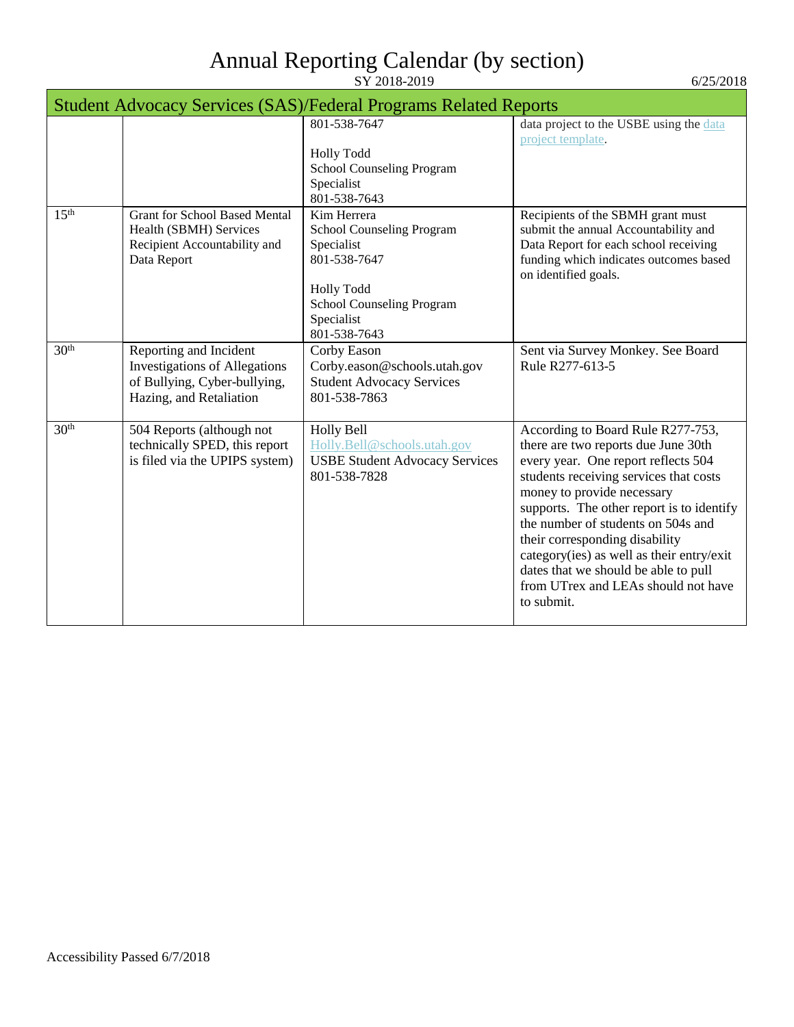# Annual Reporting Calendar (by section)

SY 2018-2019

6/25/2018

| Student Advocacy Services (SAS)/Federal Programs Related Reports | | | |
|---|---|---|---|
| | | 801-538-7647<br><br>Holly Todd<br>School Counseling Program Specialist<br>801-538-7643 | data project to the USBE using the data project template. |
| 15th | Grant for School Based Mental Health (SBMH) Services Recipient Accountability and Data Report | Kim Herrera<br>School Counseling Program Specialist<br>801-538-7647<br><br>Holly Todd<br>School Counseling Program Specialist<br>801-538-7643 | Recipients of the SBMH grant must submit the annual Accountability and Data Report for each school receiving funding which indicates outcomes based on identified goals. |
| 30th | Reporting and Incident Investigations of Allegations of Bullying, Cyber-bullying, Hazing, and Retaliation | Corby Eason<br>Corby.eason@schools.utah.gov<br>Student Advocacy Services<br>801-538-7863 | Sent via Survey Monkey. See Board Rule R277-613-5 |
| 30th | 504 Reports (although not technically SPED, this report is filed via the UPIPS system) | Holly Bell<br>Holly.Bell@schools.utah.gov<br>USBE Student Advocacy Services<br>801-538-7828 | According to Board Rule R277-753, there are two reports due June 30th every year. One report reflects 504 students receiving services that costs money to provide necessary supports. The other report is to identify the number of students on 504s and their corresponding disability category(ies) as well as their entry/exit dates that we should be able to pull from UTrex and LEAs should not have to submit. |

Accessibility Passed 6/7/2018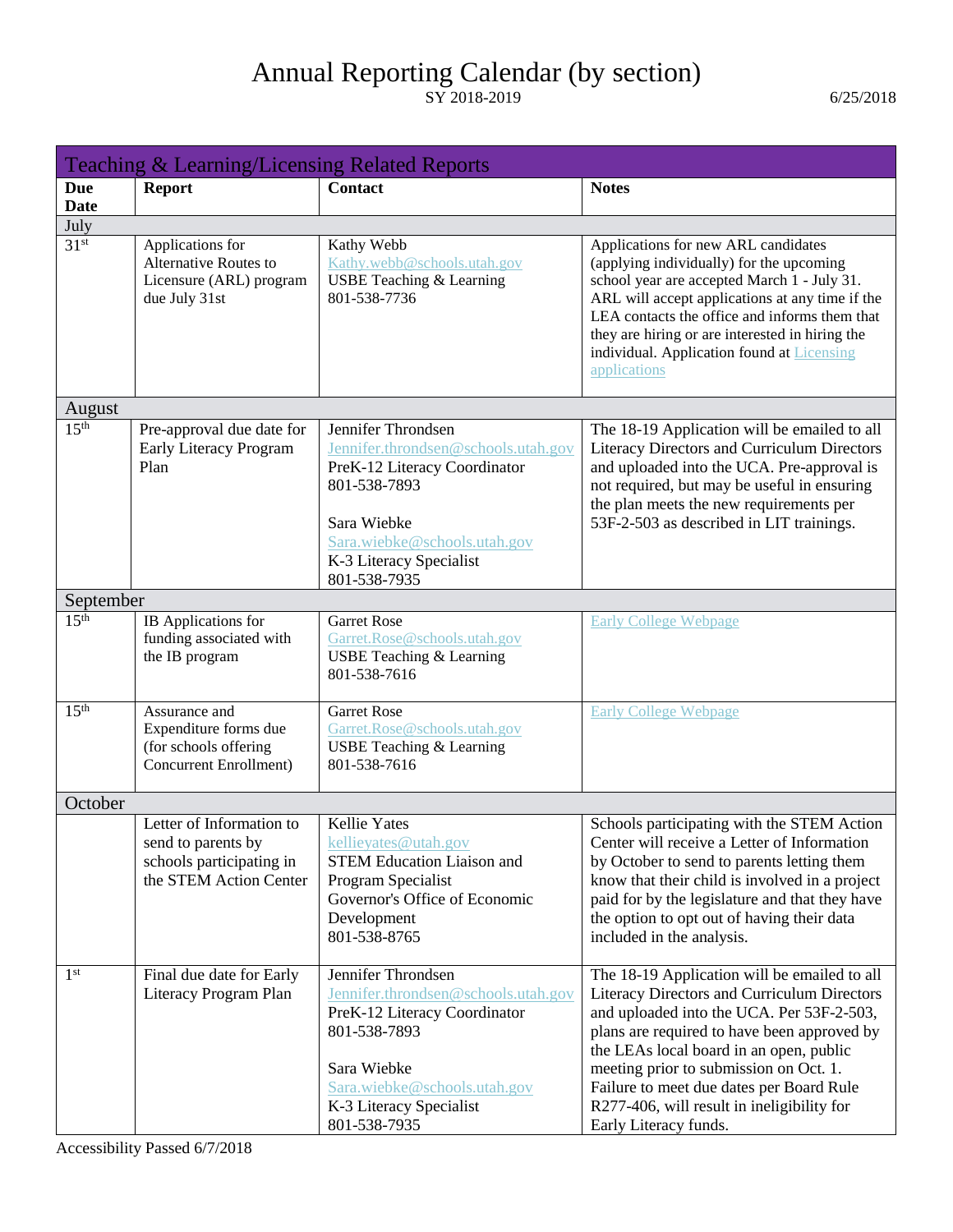# Annual Reporting Calendar (by section)

SY 2018-2019

6/25/2018

| Teaching & Learning/Licensing Related Reports | | | |
|---|---|---|---|
| **Due Date** | **Report** | **Contact** | **Notes** |
| July | | | |
| 31st | Applications for Alternative Routes to Licensure (ARL) program due July 31st | Kathy Webb<br>Kathy.webb@schools.utah.gov<br>USBE Teaching & Learning<br>801-538-7736 | Applications for new ARL candidates (applying individually) for the upcoming school year are accepted March 1 - July 31. ARL will accept applications at any time if the LEA contacts the office and informs them that they are hiring or are interested in hiring the individual. Application found at Licensing applications |
| August | | | |
| 15th | Pre-approval due date for Early Literacy Program Plan | Jennifer Throndsen<br>Jennifer.throndsen@schools.utah.gov<br>PreK-12 Literacy Coordinator<br>801-538-7893<br><br>Sara Wiebke<br>Sara.wiebke@schools.utah.gov<br>K-3 Literacy Specialist<br>801-538-7935 | The 18-19 Application will be emailed to all Literacy Directors and Curriculum Directors and uploaded into the UCA. Pre-approval is not required, but may be useful in ensuring the plan meets the new requirements per 53F-2-503 as described in LIT trainings. |
| September | | | |
| 15th | IB Applications for funding associated with the IB program | Garret Rose<br>Garret.Rose@schools.utah.gov<br>USBE Teaching & Learning<br>801-538-7616 | Early College Webpage |
| 15th | Assurance and Expenditure forms due (for schools offering Concurrent Enrollment) | Garret Rose<br>Garret.Rose@schools.utah.gov<br>USBE Teaching & Learning<br>801-538-7616 | Early College Webpage |
| October | | | |
| | Letter of Information to send to parents by schools participating in the STEM Action Center | Kellie Yates<br>kellieyates@utah.gov<br>STEM Education Liaison and Program Specialist<br>Governor's Office of Economic Development<br>801-538-8765 | Schools participating with the STEM Action Center will receive a Letter of Information by October to send to parents letting them know that their child is involved in a project paid for by the legislature and that they have the option to opt out of having their data included in the analysis. |
| 1st | Final due date for Early Literacy Program Plan | Jennifer Throndsen<br>Jennifer.throndsen@schools.utah.gov<br>PreK-12 Literacy Coordinator<br>801-538-7893<br><br>Sara Wiebke<br>Sara.wiebke@schools.utah.gov<br>K-3 Literacy Specialist<br>801-538-7935 | The 18-19 Application will be emailed to all Literacy Directors and Curriculum Directors and uploaded into the UCA. Per 53F-2-503, plans are required to have been approved by the LEAs local board in an open, public meeting prior to submission on Oct. 1. Failure to meet due dates per Board Rule R277-406, will result in ineligibility for Early Literacy funds. |

Accessibility Passed 6/7/2018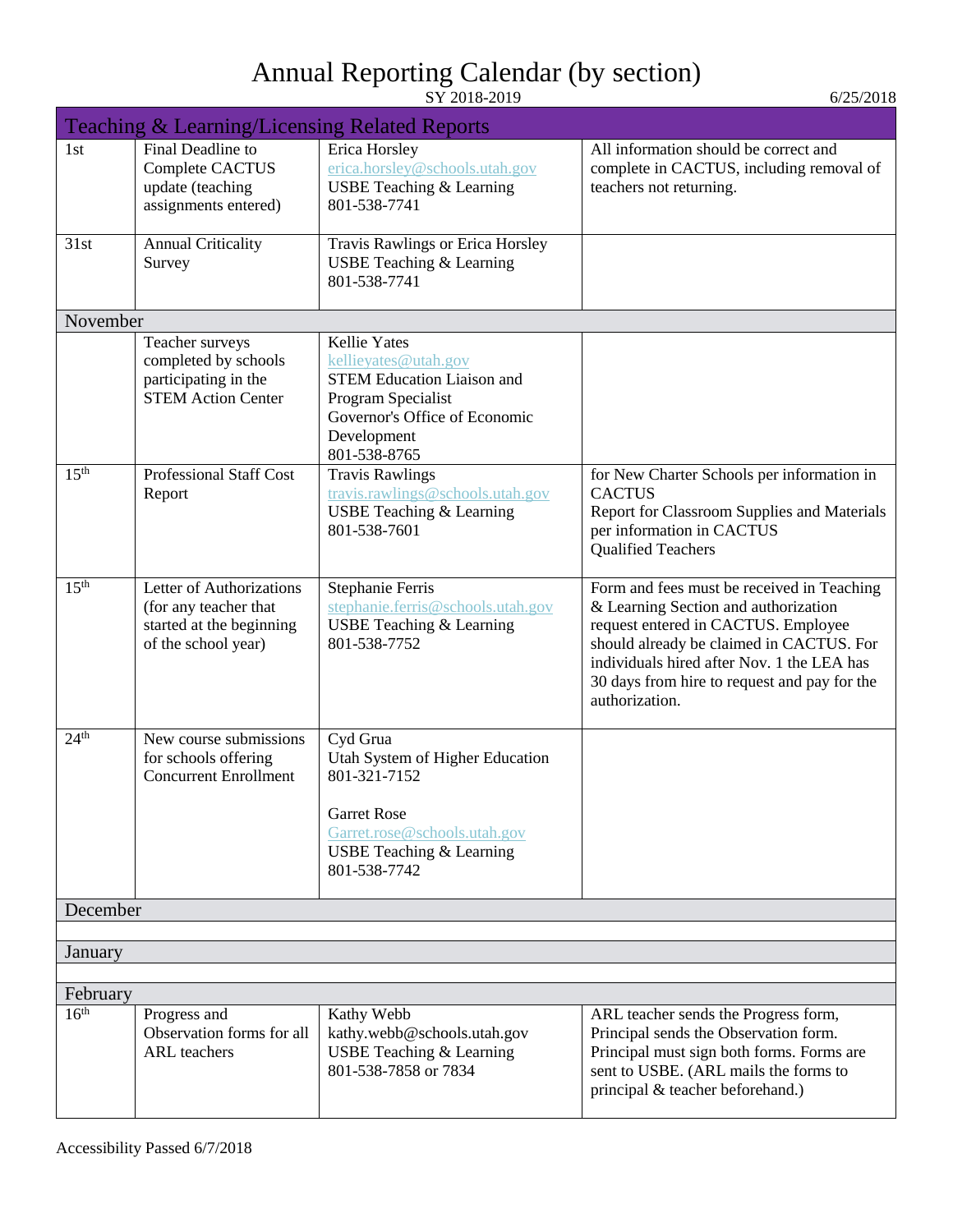# Annual Reporting Calendar (by section)

SY 2018-2019

6/25/2018

| Teaching & Learning/Licensing Related Reports | | | |
|---|---|---|---|
| 1st | Final Deadline to Complete CACTUS update (teaching assignments entered) | Erica Horsley<br>erica.horsley@schools.utah.gov<br>USBE Teaching & Learning<br>801-538-7741 | All information should be correct and complete in CACTUS, including removal of teachers not returning. |
| 31st | Annual Criticality Survey | Travis Rawlings or Erica Horsley<br>USBE Teaching & Learning<br>801-538-7741 | |
| November | | | |
| | Teacher surveys completed by schools participating in the STEM Action Center | Kellie Yates<br>kellieyates@utah.gov<br>STEM Education Liaison and Program Specialist<br>Governor's Office of Economic Development<br>801-538-8765 | |
| 15th | Professional Staff Cost Report | Travis Rawlings<br>travis.rawlings@schools.utah.gov<br>USBE Teaching & Learning<br>801-538-7601 | for New Charter Schools per information in CACTUS<br>Report for Classroom Supplies and Materials per information in CACTUS<br>Qualified Teachers |
| 15th | Letter of Authorizations (for any teacher that started at the beginning of the school year) | Stephanie Ferris<br>stephanie.ferris@schools.utah.gov<br>USBE Teaching & Learning<br>801-538-7752 | Form and fees must be received in Teaching & Learning Section and authorization request entered in CACTUS. Employee should already be claimed in CACTUS. For individuals hired after Nov. 1 the LEA has 30 days from hire to request and pay for the authorization. |
| 24th | New course submissions for schools offering Concurrent Enrollment | Cyd Grua<br>Utah System of Higher Education<br>801-321-7152<br><br>Garret Rose<br>Garret.rose@schools.utah.gov<br>USBE Teaching & Learning<br>801-538-7742 | |
| December | | | |
| | | | |
| January | | | |
| | | | |
| February | | | |
| 16th | Progress and Observation forms for all ARL teachers | Kathy Webb<br>kathy.webb@schools.utah.gov<br>USBE Teaching & Learning<br>801-538-7858 or 7834 | ARL teacher sends the Progress form, Principal sends the Observation form. Principal must sign both forms. Forms are sent to USBE. (ARL mails the forms to principal & teacher beforehand.) |

Accessibility Passed 6/7/2018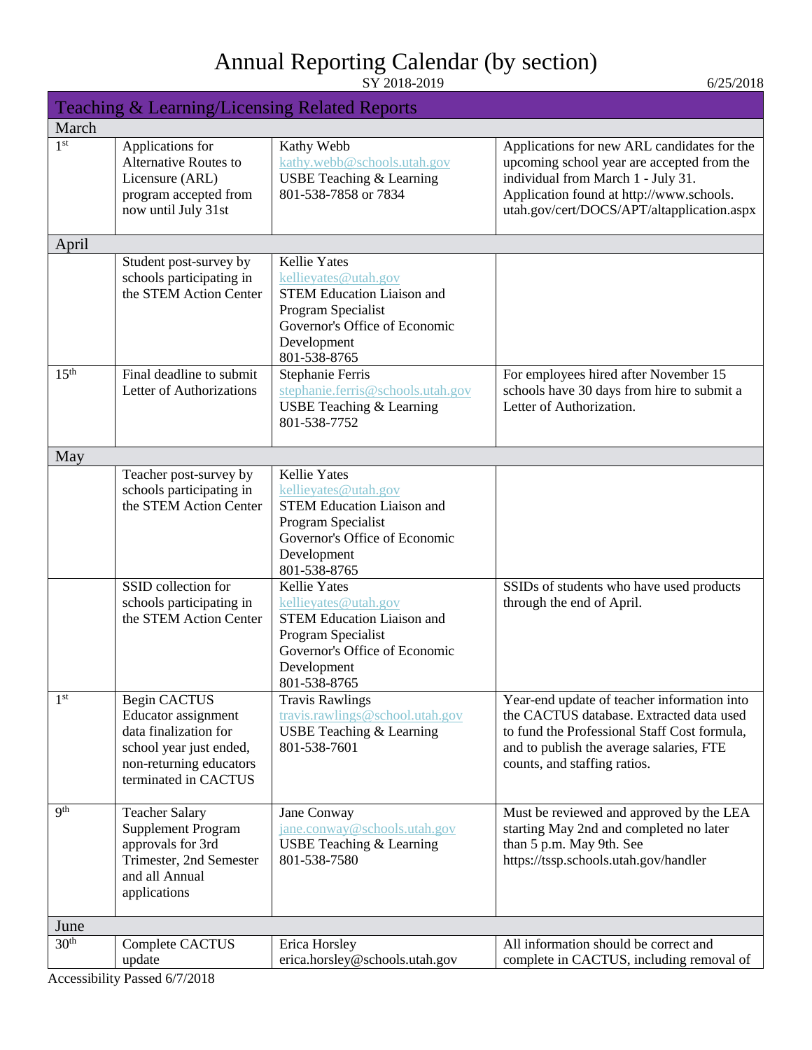# Annual Reporting Calendar (by section)

SY 2018-2019 6/25/2018

## Teaching & Learning/Licensing Related Reports

| Date | Report | Contact | Notes |
|---|---|---|---|
| **March** | | | |
| 1st | Applications for Alternative Routes to Licensure (ARL) program accepted from now until July 31st | Kathy Webb kathy.webb@schools.utah.gov USBE Teaching & Learning 801-538-7858 or 7834 | Applications for new ARL candidates for the upcoming school year are accepted from the individual from March 1 - July 31. Application found at http://www.schools.utah.gov/cert/DOCS/APT/altapplication.aspx |
| **April** | | | |
| | Student post-survey by schools participating in the STEM Action Center | Kellie Yates kellieyates@utah.gov STEM Education Liaison and Program Specialist Governor's Office of Economic Development 801-538-8765 | |
| 15th | Final deadline to submit Letter of Authorizations | Stephanie Ferris stephanie.ferris@schools.utah.gov USBE Teaching & Learning 801-538-7752 | For employees hired after November 15 schools have 30 days from hire to submit a Letter of Authorization. |
| **May** | | | |
| | Teacher post-survey by schools participating in the STEM Action Center | Kellie Yates kellieyates@utah.gov STEM Education Liaison and Program Specialist Governor's Office of Economic Development 801-538-8765 | |
| | SSID collection for schools participating in the STEM Action Center | Kellie Yates kellieyates@utah.gov STEM Education Liaison and Program Specialist Governor's Office of Economic Development 801-538-8765 | SSIDs of students who have used products through the end of April. |
| 1st | Begin CACTUS Educator assignment data finalization for school year just ended, non-returning educators terminated in CACTUS | Travis Rawlings travis.rawlings@school.utah.gov USBE Teaching & Learning 801-538-7601 | Year-end update of teacher information into the CACTUS database. Extracted data used to fund the Professional Staff Cost formula, and to publish the average salaries, FTE counts, and staffing ratios. |
| 9th | Teacher Salary Supplement Program approvals for 3rd Trimester, 2nd Semester and all Annual applications | Jane Conway jane.conway@schools.utah.gov USBE Teaching & Learning 801-538-7580 | Must be reviewed and approved by the LEA starting May 2nd and completed no later than 5 p.m. May 9th. See https://tssp.schools.utah.gov/handler |
| **June** | | | |
| 30th | Complete CACTUS update | Erica Horsley erica.horsley@schools.utah.gov | All information should be correct and complete in CACTUS, including removal of |

Accessibility Passed 6/7/2018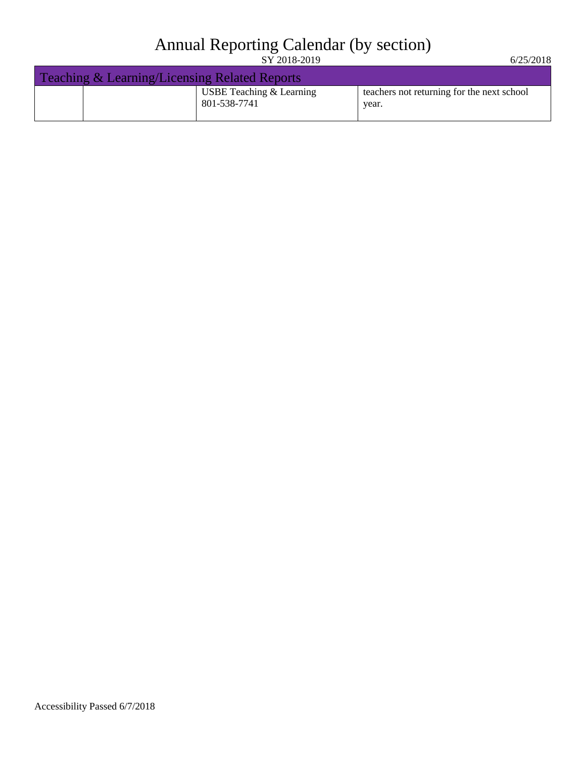# Annual Reporting Calendar (by section)

SY 2018-2019

6/25/2018

| Teaching & Learning/Licensing Related Reports | | | |
|---|---|---|---|
| | | USBE Teaching & Learning 801-538-7741 | teachers not returning for the next school year. |

Accessibility Passed 6/7/2018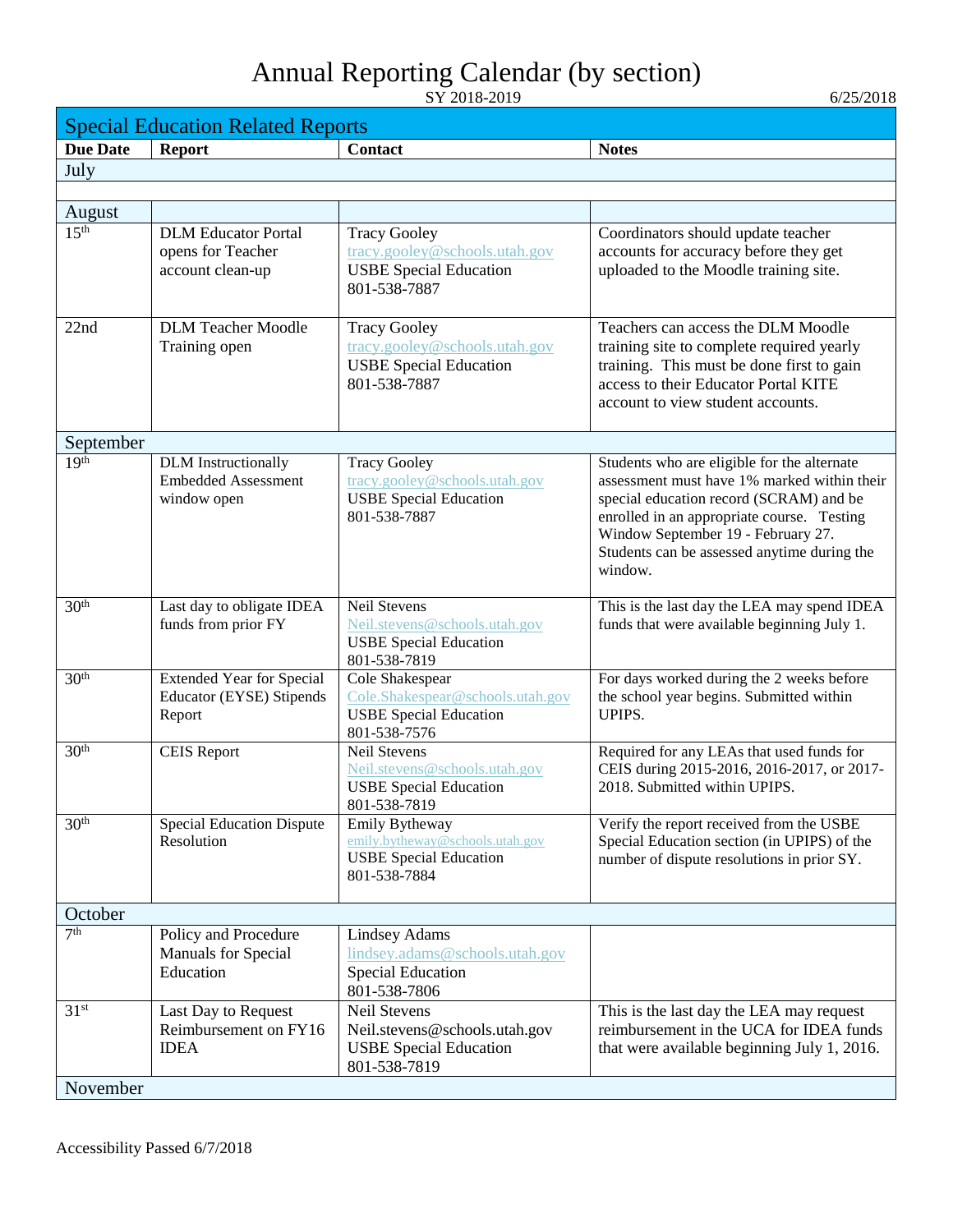# Annual Reporting Calendar (by section)

SY 2018-2019

6/25/2018

| Special Education Related Reports | | | |
|---|---|---|---|
| **Due Date** | **Report** | **Contact** | **Notes** |
| July | | | |
| | | | |
| August | | | |
| 15th | DLM Educator Portal opens for Teacher account clean-up | Tracy Gooley tracy.gooley@schools.utah.gov USBE Special Education 801-538-7887 | Coordinators should update teacher accounts for accuracy before they get uploaded to the Moodle training site. |
| 22nd | DLM Teacher Moodle Training open | Tracy Gooley tracy.gooley@schools.utah.gov USBE Special Education 801-538-7887 | Teachers can access the DLM Moodle training site to complete required yearly training. This must be done first to gain access to their Educator Portal KITE account to view student accounts. |
| September | | | |
| 19th | DLM Instructionally Embedded Assessment window open | Tracy Gooley tracy.gooley@schools.utah.gov USBE Special Education 801-538-7887 | Students who are eligible for the alternate assessment must have 1% marked within their special education record (SCRAM) and be enrolled in an appropriate course. Testing Window September 19 - February 27. Students can be assessed anytime during the window. |
| 30th | Last day to obligate IDEA funds from prior FY | Neil Stevens Neil.stevens@schools.utah.gov USBE Special Education 801-538-7819 | This is the last day the LEA may spend IDEA funds that were available beginning July 1. |
| 30th | Extended Year for Special Educator (EYSE) Stipends Report | Cole Shakespear Cole.Shakespear@schools.utah.gov USBE Special Education 801-538-7576 | For days worked during the 2 weeks before the school year begins. Submitted within UPIPS. |
| 30th | CEIS Report | Neil Stevens Neil.stevens@schools.utah.gov USBE Special Education 801-538-7819 | Required for any LEAs that used funds for CEIS during 2015-2016, 2016-2017, or 2017-2018. Submitted within UPIPS. |
| 30th | Special Education Dispute Resolution | Emily Bytheway emily.bytheway@schools.utah.gov USBE Special Education 801-538-7884 | Verify the report received from the USBE Special Education section (in UPIPS) of the number of dispute resolutions in prior SY. |
| October | | | |
| 7th | Policy and Procedure Manuals for Special Education | Lindsey Adams lindsey.adams@schools.utah.gov Special Education 801-538-7806 | |
| 31st | Last Day to Request Reimbursement on FY16 IDEA | Neil Stevens Neil.stevens@schools.utah.gov USBE Special Education 801-538-7819 | This is the last day the LEA may request reimbursement in the UCA for IDEA funds that were available beginning July 1, 2016. |
| November | | | |

Accessibility Passed 6/7/2018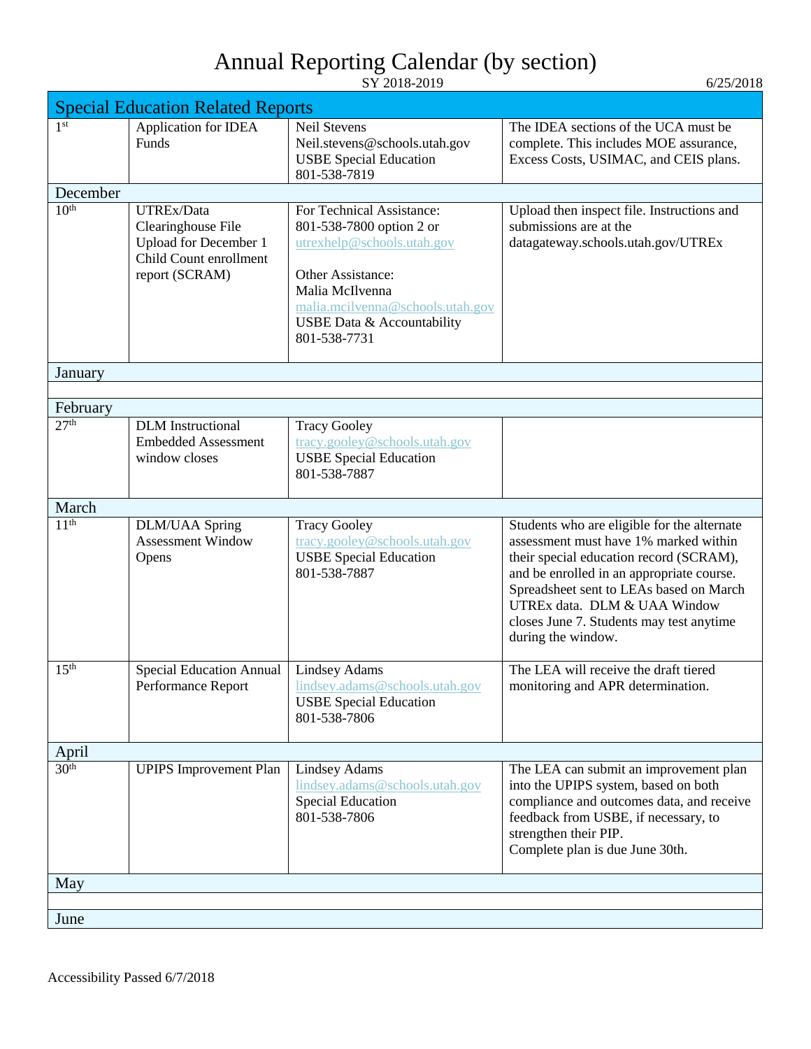# Annual Reporting Calendar (by section)

SY 2018-2019

6/25/2018

| Special Education Related Reports | | | |
|---|---|---|---|
| 1st | Application for IDEA Funds | Neil Stevens<br>Neil.stevens@schools.utah.gov<br>USBE Special Education<br>801-538-7819 | The IDEA sections of the UCA must be complete. This includes MOE assurance, Excess Costs, USIMAC, and CEIS plans. |
| **December** | | | |
| 10th | UTREx/Data Clearinghouse File Upload for December 1 Child Count enrollment report (SCRAM) | For Technical Assistance:<br>801-538-7800 option 2 or<br>utrexhelp@schools.utah.gov<br><br>Other Assistance:<br>Malia McIlvenna<br>malia.mcilvenna@schools.utah.gov<br>USBE Data & Accountability<br>801-538-7731 | Upload then inspect file. Instructions and submissions are at the datagateway.schools.utah.gov/UTREx |
| **January** | | | |
| | | | |
| **February** | | | |
| 27th | DLM Instructional Embedded Assessment window closes | Tracy Gooley<br>tracy.gooley@schools.utah.gov<br>USBE Special Education<br>801-538-7887 | |
| **March** | | | |
| 11th | DLM/UAA Spring Assessment Window Opens | Tracy Gooley<br>tracy.gooley@schools.utah.gov<br>USBE Special Education<br>801-538-7887 | Students who are eligible for the alternate assessment must have 1% marked within their special education record (SCRAM), and be enrolled in an appropriate course. Spreadsheet sent to LEAs based on March UTREx data. DLM & UAA Window closes June 7. Students may test anytime during the window. |
| 15th | Special Education Annual Performance Report | Lindsey Adams<br>lindsey.adams@schools.utah.gov<br>USBE Special Education<br>801-538-7806 | The LEA will receive the draft tiered monitoring and APR determination. |
| **April** | | | |
| 30th | UPIPS Improvement Plan | Lindsey Adams<br>lindsey.adams@schools.utah.gov<br>Special Education<br>801-538-7806 | The LEA can submit an improvement plan into the UPIPS system, based on both compliance and outcomes data, and receive feedback from USBE, if necessary, to strengthen their PIP.<br>Complete plan is due June 30th. |
| **May** | | | |
| | | | |
| **June** | | | |

Accessibility Passed 6/7/2018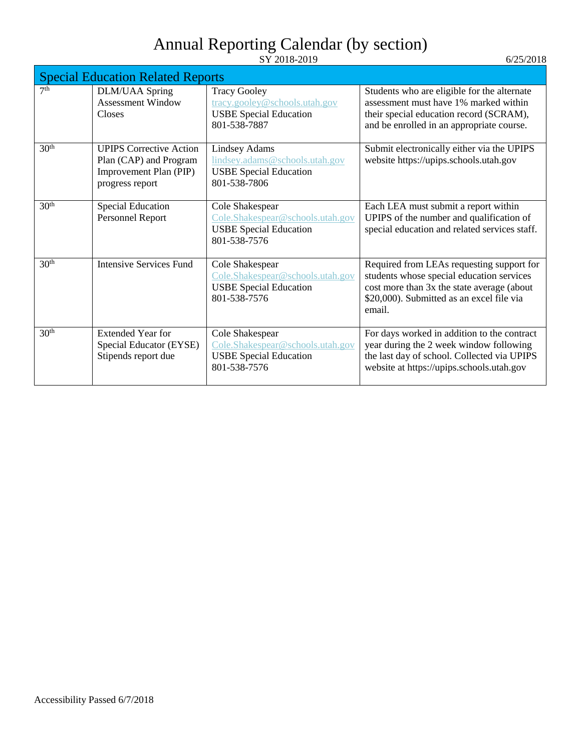# Annual Reporting Calendar (by section)

SY 2018-2019

6/25/2018

| Special Education Related Reports | | | |
|---|---|---|---|
| 7th | DLM/UAA Spring Assessment Window Closes | Tracy Gooley<br>tracy.gooley@schools.utah.gov<br>USBE Special Education<br>801-538-7887 | Students who are eligible for the alternate assessment must have 1% marked within their special education record (SCRAM), and be enrolled in an appropriate course. |
| 30th | UPIPS Corrective Action Plan (CAP) and Program Improvement Plan (PIP) progress report | Lindsey Adams<br>lindsey.adams@schools.utah.gov<br>USBE Special Education<br>801-538-7806 | Submit electronically either via the UPIPS website https://upips.schools.utah.gov |
| 30th | Special Education Personnel Report | Cole Shakespear<br>Cole.Shakespear@schools.utah.gov<br>USBE Special Education<br>801-538-7576 | Each LEA must submit a report within UPIPS of the number and qualification of special education and related services staff. |
| 30th | Intensive Services Fund | Cole Shakespear<br>Cole.Shakespear@schools.utah.gov<br>USBE Special Education<br>801-538-7576 | Required from LEAs requesting support for students whose special education services cost more than 3x the state average (about $20,000). Submitted as an excel file via email. |
| 30th | Extended Year for Special Educator (EYSE) Stipends report due | Cole Shakespear<br>Cole.Shakespear@schools.utah.gov<br>USBE Special Education<br>801-538-7576 | For days worked in addition to the contract year during the 2 week window following the last day of school. Collected via UPIPS website at https://upips.schools.utah.gov |

Accessibility Passed 6/7/2018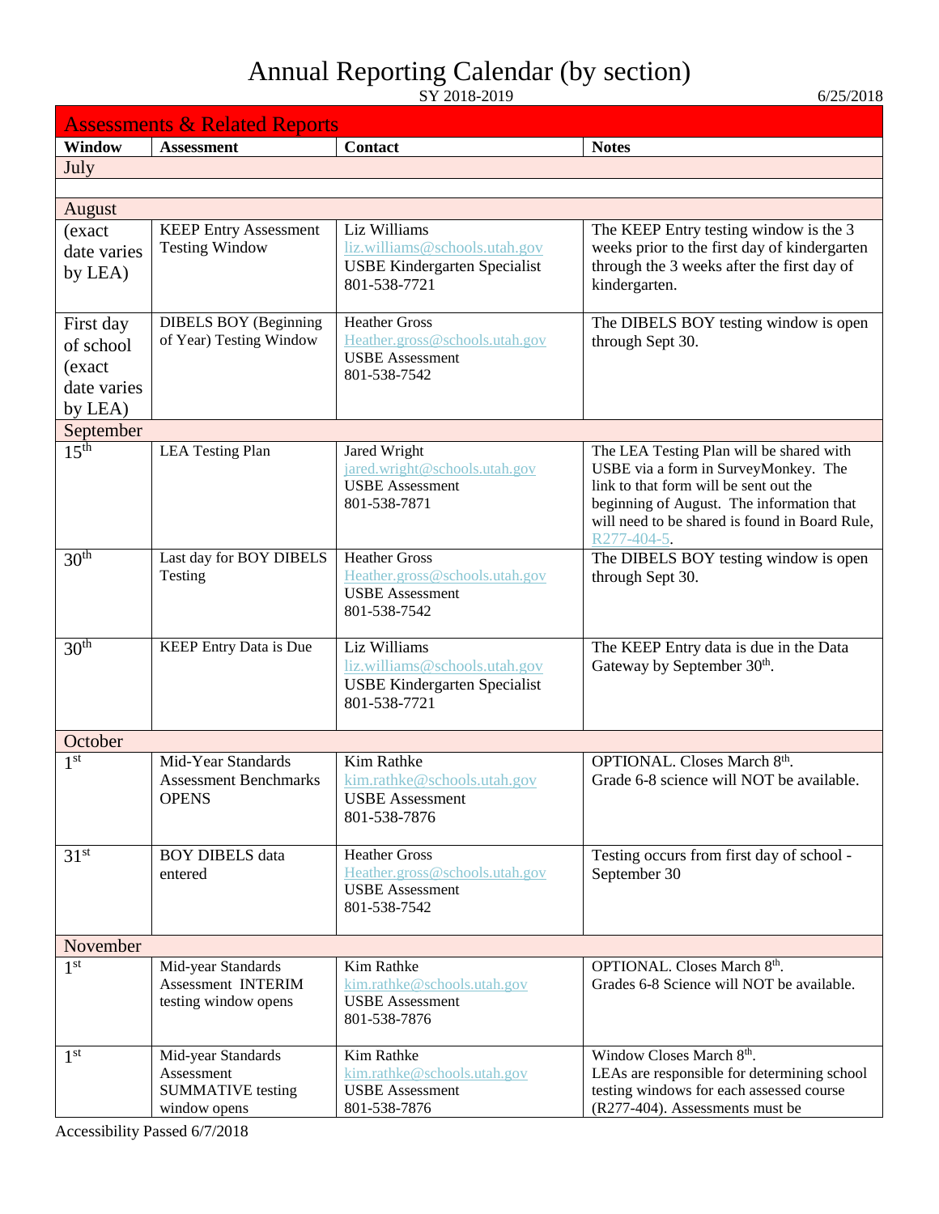# Annual Reporting Calendar (by section)

SY 2018-2019

6/25/2018

| Assessments & Related Reports | | | |
|---|---|---|---|
| **Window** | **Assessment** | **Contact** | **Notes** |
| July | | | |
| | | | |
| August | | | |
| (exact date varies by LEA) | KEEP Entry Assessment Testing Window | Liz Williams<br>liz.williams@schools.utah.gov<br>USBE Kindergarten Specialist<br>801-538-7721 | The KEEP Entry testing window is the 3 weeks prior to the first day of kindergarten through the 3 weeks after the first day of kindergarten. |
| First day of school (exact date varies by LEA) | DIBELS BOY (Beginning of Year) Testing Window | Heather Gross<br>Heather.gross@schools.utah.gov<br>USBE Assessment<br>801-538-7542 | The DIBELS BOY testing window is open through Sept 30. |
| September | | | |
| 15th | LEA Testing Plan | Jared Wright<br>jared.wright@schools.utah.gov<br>USBE Assessment<br>801-538-7871 | The LEA Testing Plan will be shared with USBE via a form in SurveyMonkey. The link to that form will be sent out the beginning of August. The information that will need to be shared is found in Board Rule, R277-404-5. |
| 30th | Last day for BOY DIBELS Testing | Heather Gross<br>Heather.gross@schools.utah.gov<br>USBE Assessment<br>801-538-7542 | The DIBELS BOY testing window is open through Sept 30. |
| 30th | KEEP Entry Data is Due | Liz Williams<br>liz.williams@schools.utah.gov<br>USBE Kindergarten Specialist<br>801-538-7721 | The KEEP Entry data is due in the Data Gateway by September 30th. |
| October | | | |
| 1st | Mid-Year Standards Assessment Benchmarks OPENS | Kim Rathke<br>kim.rathke@schools.utah.gov<br>USBE Assessment<br>801-538-7876 | OPTIONAL. Closes March 8th.<br>Grade 6-8 science will NOT be available. |
| 31st | BOY DIBELS data entered | Heather Gross<br>Heather.gross@schools.utah.gov<br>USBE Assessment<br>801-538-7542 | Testing occurs from first day of school - September 30 |
| November | | | |
| 1st | Mid-year Standards Assessment INTERIM testing window opens | Kim Rathke<br>kim.rathke@schools.utah.gov<br>USBE Assessment<br>801-538-7876 | OPTIONAL. Closes March 8th.<br>Grades 6-8 Science will NOT be available. |
| 1st | Mid-year Standards Assessment SUMMATIVE testing window opens | Kim Rathke<br>kim.rathke@schools.utah.gov<br>USBE Assessment<br>801-538-7876 | Window Closes March 8th.<br>LEAs are responsible for determining school testing windows for each assessed course (R277-404). Assessments must be |

Accessibility Passed 6/7/2018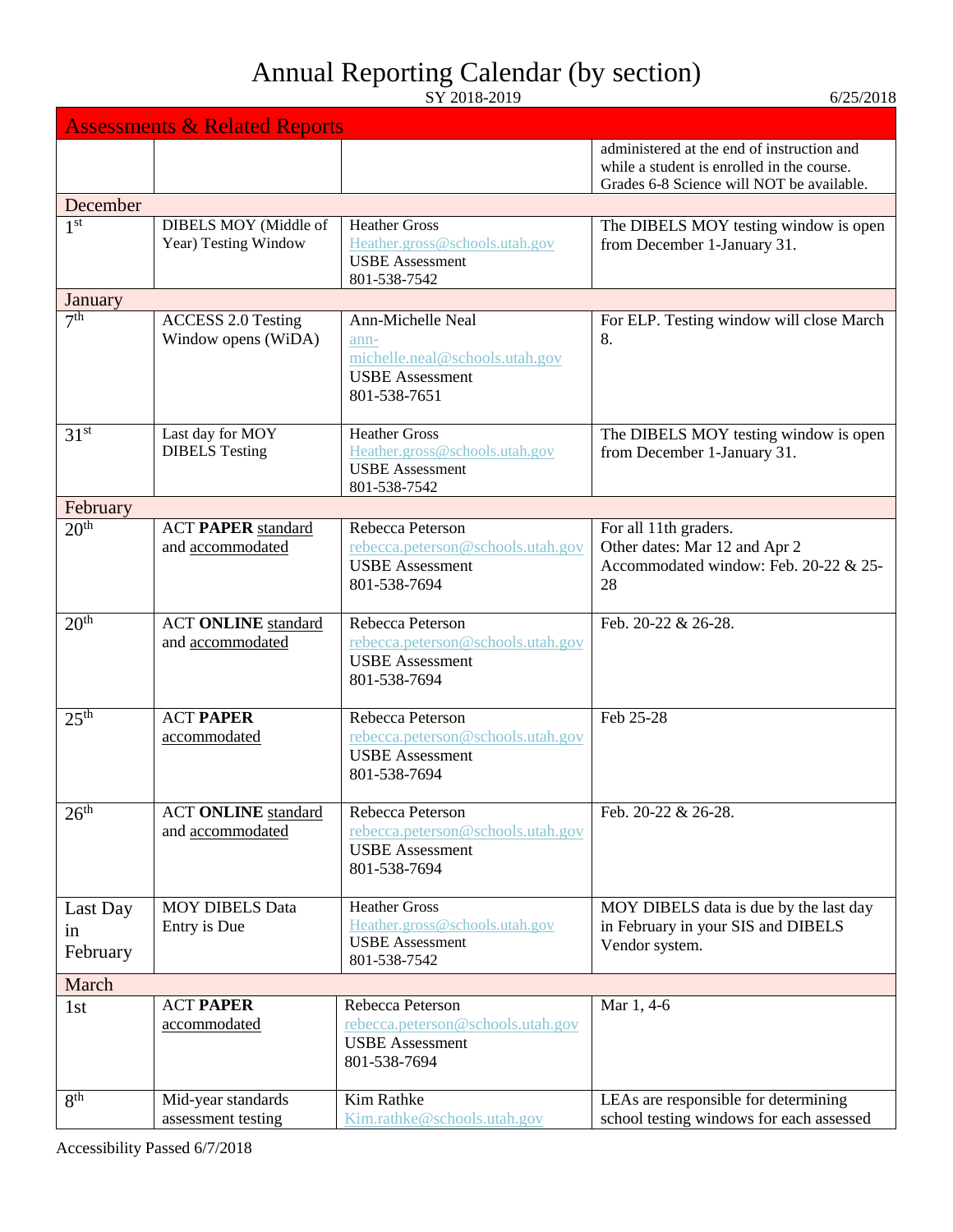# Annual Reporting Calendar (by section)

SY 2018-2019

6/25/2018

| Assessments & Related Reports | | | |
|---|---|---|---|
| | | | administered at the end of instruction and while a student is enrolled in the course. Grades 6-8 Science will NOT be available. |
| **December** | | | |
| 1st | DIBELS MOY (Middle of Year) Testing Window | Heather Gross Heather.gross@schools.utah.gov USBE Assessment 801-538-7542 | The DIBELS MOY testing window is open from December 1-January 31. |
| **January** | | | |
| 7th | ACCESS 2.0 Testing Window opens (WiDA) | Ann-Michelle Neal ann-michelle.neal@schools.utah.gov USBE Assessment 801-538-7651 | For ELP. Testing window will close March 8. |
| 31st | Last day for MOY DIBELS Testing | Heather Gross Heather.gross@schools.utah.gov USBE Assessment 801-538-7542 | The DIBELS MOY testing window is open from December 1-January 31. |
| **February** | | | |
| 20th | ACT **PAPER** standard and accommodated | Rebecca Peterson rebecca.peterson@schools.utah.gov USBE Assessment 801-538-7694 | For all 11th graders. Other dates: Mar 12 and Apr 2 Accommodated window: Feb. 20-22 & 25-28 |
| 20th | ACT **ONLINE** standard and accommodated | Rebecca Peterson rebecca.peterson@schools.utah.gov USBE Assessment 801-538-7694 | Feb. 20-22 & 26-28. |
| 25th | ACT **PAPER** accommodated | Rebecca Peterson rebecca.peterson@schools.utah.gov USBE Assessment 801-538-7694 | Feb 25-28 |
| 26th | ACT **ONLINE** standard and accommodated | Rebecca Peterson rebecca.peterson@schools.utah.gov USBE Assessment 801-538-7694 | Feb. 20-22 & 26-28. |
| Last Day in February | MOY DIBELS Data Entry is Due | Heather Gross Heather.gross@schools.utah.gov USBE Assessment 801-538-7542 | MOY DIBELS data is due by the last day in February in your SIS and DIBELS Vendor system. |
| **March** | | | |
| 1st | ACT **PAPER** accommodated | Rebecca Peterson rebecca.peterson@schools.utah.gov USBE Assessment 801-538-7694 | Mar 1, 4-6 |
| 8th | Mid-year standards assessment testing | Kim Rathke Kim.rathke@schools.utah.gov | LEAs are responsible for determining school testing windows for each assessed |

Accessibility Passed 6/7/2018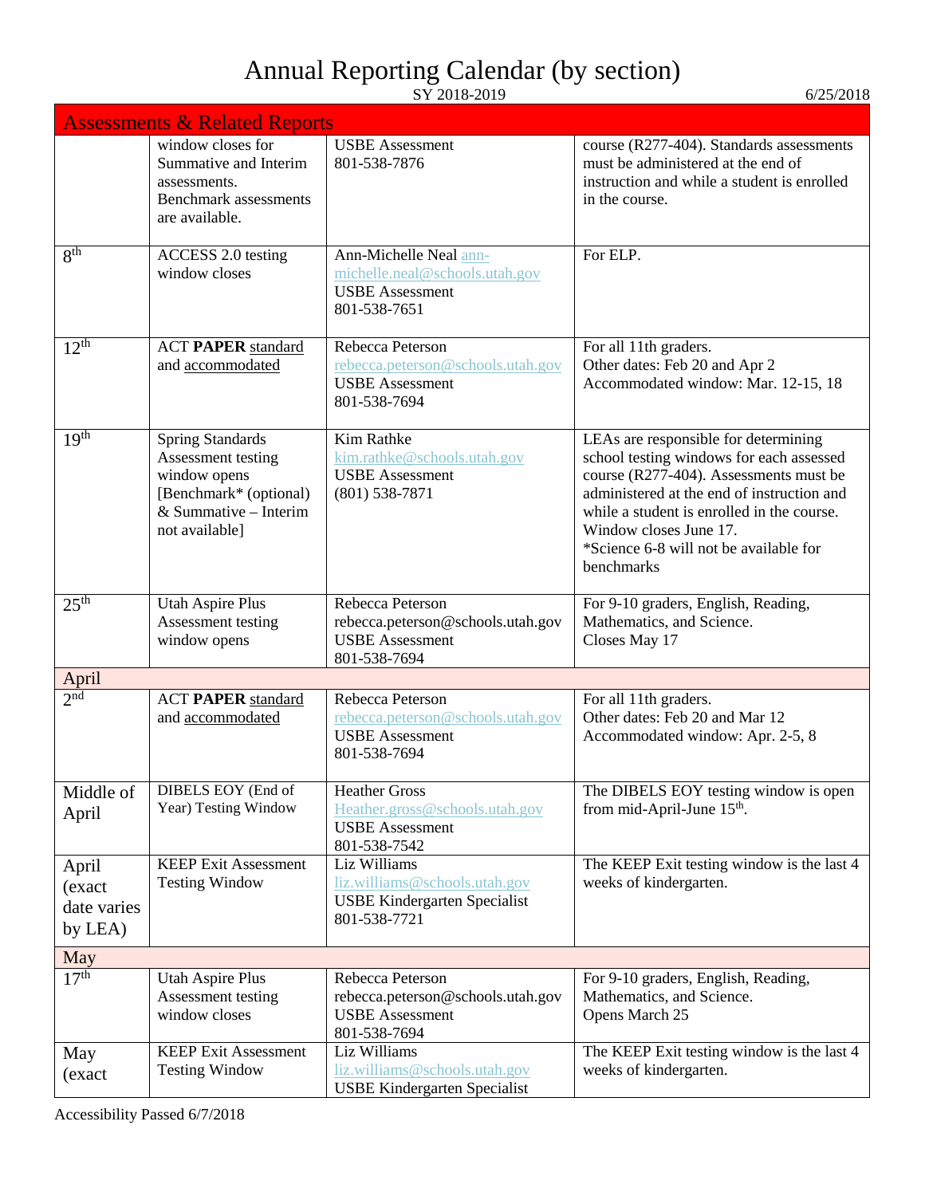# Annual Reporting Calendar (by section)

SY 2018-2019

6/25/2018

| Assessments & Related Reports | | | |
|---|---|---|---|
| | window closes for Summative and Interim assessments. Benchmark assessments are available. | USBE Assessment 801-538-7876 | course (R277-404). Standards assessments must be administered at the end of instruction and while a student is enrolled in the course. |
| 8th | ACCESS 2.0 testing window closes | Ann-Michelle Neal ann-michelle.neal@schools.utah.gov USBE Assessment 801-538-7651 | For ELP. |
| 12th | ACT **PAPER** standard and accommodated | Rebecca Peterson rebecca.peterson@schools.utah.gov USBE Assessment 801-538-7694 | For all 11th graders. Other dates: Feb 20 and Apr 2 Accommodated window: Mar. 12-15, 18 |
| 19th | Spring Standards Assessment testing window opens [Benchmark* (optional) & Summative – Interim not available] | Kim Rathke kim.rathke@schools.utah.gov USBE Assessment (801) 538-7871 | LEAs are responsible for determining school testing windows for each assessed course (R277-404). Assessments must be administered at the end of instruction and while a student is enrolled in the course. Window closes June 17. *Science 6-8 will not be available for benchmarks |
| 25th | Utah Aspire Plus Assessment testing window opens | Rebecca Peterson rebecca.peterson@schools.utah.gov USBE Assessment 801-538-7694 | For 9-10 graders, English, Reading, Mathematics, and Science. Closes May 17 |
| **April** | | | |
| 2nd | ACT **PAPER** standard and accommodated | Rebecca Peterson rebecca.peterson@schools.utah.gov USBE Assessment 801-538-7694 | For all 11th graders. Other dates: Feb 20 and Mar 12 Accommodated window: Apr. 2-5, 8 |
| Middle of April | DIBELS EOY (End of Year) Testing Window | Heather Gross Heather.gross@schools.utah.gov USBE Assessment 801-538-7542 | The DIBELS EOY testing window is open from mid-April-June 15th. |
| April (exact date varies by LEA) | KEEP Exit Assessment Testing Window | Liz Williams liz.williams@schools.utah.gov USBE Kindergarten Specialist 801-538-7721 | The KEEP Exit testing window is the last 4 weeks of kindergarten. |
| **May** | | | |
| 17th | Utah Aspire Plus Assessment testing window closes | Rebecca Peterson rebecca.peterson@schools.utah.gov USBE Assessment 801-538-7694 | For 9-10 graders, English, Reading, Mathematics, and Science. Opens March 25 |
| May (exact | KEEP Exit Assessment Testing Window | Liz Williams liz.williams@schools.utah.gov USBE Kindergarten Specialist | The KEEP Exit testing window is the last 4 weeks of kindergarten. |

Accessibility Passed 6/7/2018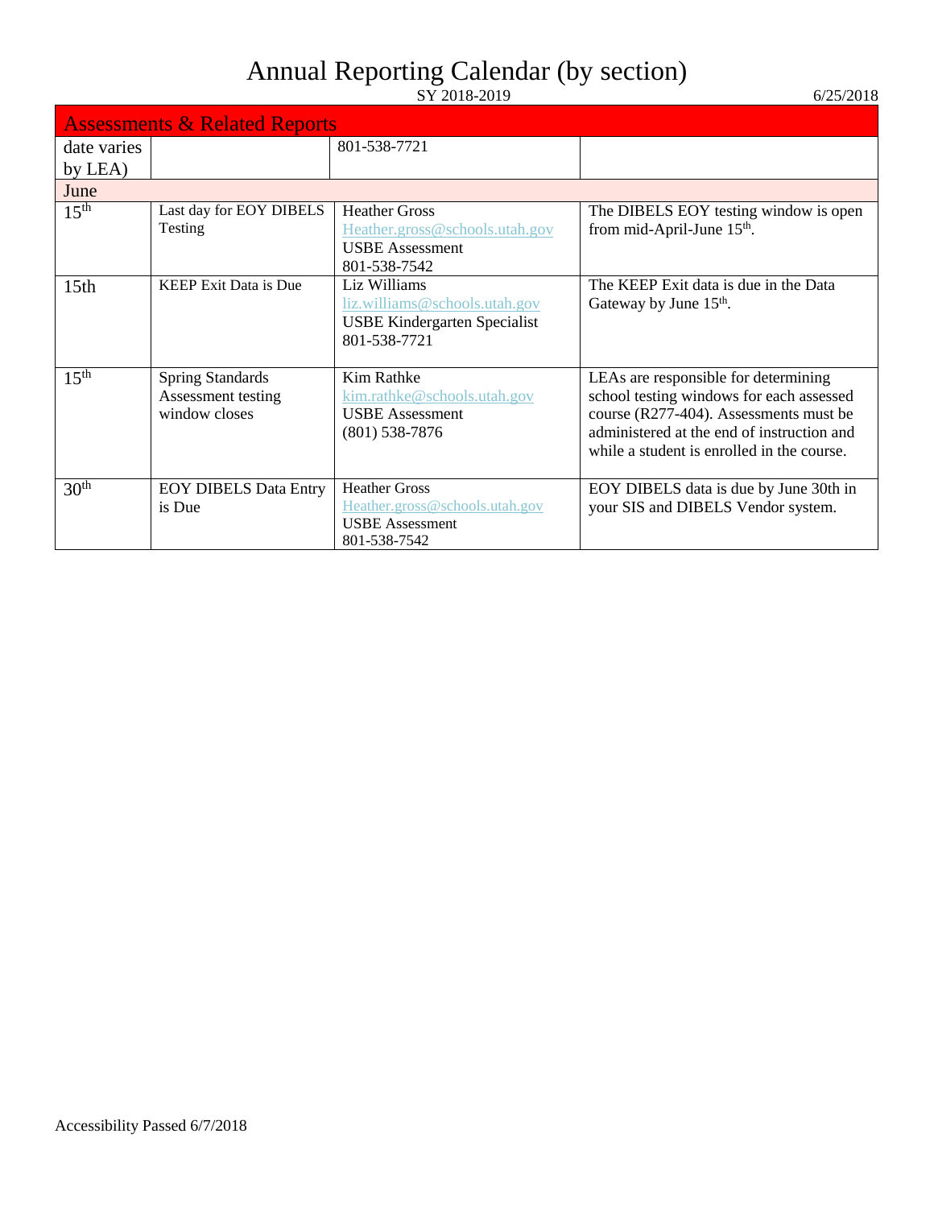# Annual Reporting Calendar (by section)

SY 2018-2019 6/25/2018

| Assessments & Related Reports | | | |
|---|---|---|---|
| date varies by LEA) | | 801-538-7721 | |
| June | | | |
| 15th | Last day for EOY DIBELS Testing | Heather Gross<br>Heather.gross@schools.utah.gov<br>USBE Assessment<br>801-538-7542 | The DIBELS EOY testing window is open from mid-April-June 15th. |
| 15th | KEEP Exit Data is Due | Liz Williams<br>liz.williams@schools.utah.gov<br>USBE Kindergarten Specialist<br>801-538-7721 | The KEEP Exit data is due in the Data Gateway by June 15th. |
| 15th | Spring Standards Assessment testing window closes | Kim Rathke<br>kim.rathke@schools.utah.gov<br>USBE Assessment<br>(801) 538-7876 | LEAs are responsible for determining school testing windows for each assessed course (R277-404). Assessments must be administered at the end of instruction and while a student is enrolled in the course. |
| 30th | EOY DIBELS Data Entry is Due | Heather Gross<br>Heather.gross@schools.utah.gov<br>USBE Assessment<br>801-538-7542 | EOY DIBELS data is due by June 30th in your SIS and DIBELS Vendor system. |

Accessibility Passed 6/7/2018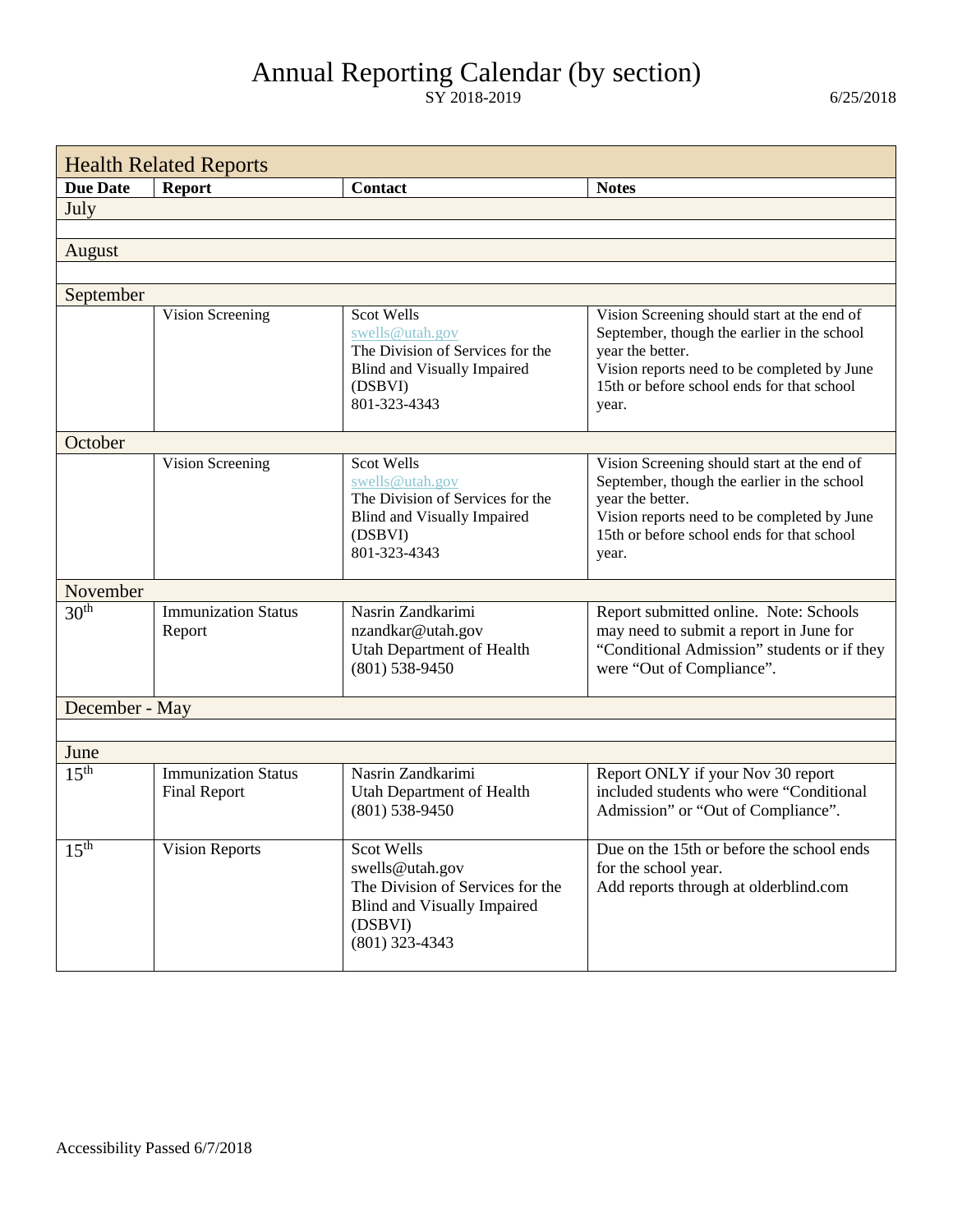# Annual Reporting Calendar (by section)

SY 2018-2019

6/25/2018

| Health Related Reports | | | |
|---|---|---|---|
| **Due Date** | **Report** | **Contact** | **Notes** |
| July | | | |
| | | | |
| August | | | |
| | | | |
| September | | | |
| | Vision Screening | Scot Wells<br>swells@utah.gov<br>The Division of Services for the Blind and Visually Impaired (DSBVI)<br>801-323-4343 | Vision Screening should start at the end of September, though the earlier in the school year the better.<br>Vision reports need to be completed by June 15th or before school ends for that school year. |
| October | | | |
| | Vision Screening | Scot Wells<br>swells@utah.gov<br>The Division of Services for the Blind and Visually Impaired (DSBVI)<br>801-323-4343 | Vision Screening should start at the end of September, though the earlier in the school year the better.<br>Vision reports need to be completed by June 15th or before school ends for that school year. |
| November | | | |
| 30th | Immunization Status Report | Nasrin Zandkarimi<br>nzandkar@utah.gov<br>Utah Department of Health<br>(801) 538-9450 | Report submitted online. Note: Schools may need to submit a report in June for "Conditional Admission" students or if they were "Out of Compliance". |
| December - May | | | |
| | | | |
| June | | | |
| 15th | Immunization Status Final Report | Nasrin Zandkarimi<br>Utah Department of Health<br>(801) 538-9450 | Report ONLY if your Nov 30 report included students who were "Conditional Admission" or "Out of Compliance". |
| 15th | Vision Reports | Scot Wells<br>swells@utah.gov<br>The Division of Services for the Blind and Visually Impaired (DSBVI)<br>(801) 323-4343 | Due on the 15th or before the school ends for the school year.<br>Add reports through at olderblind.com |

Accessibility Passed 6/7/2018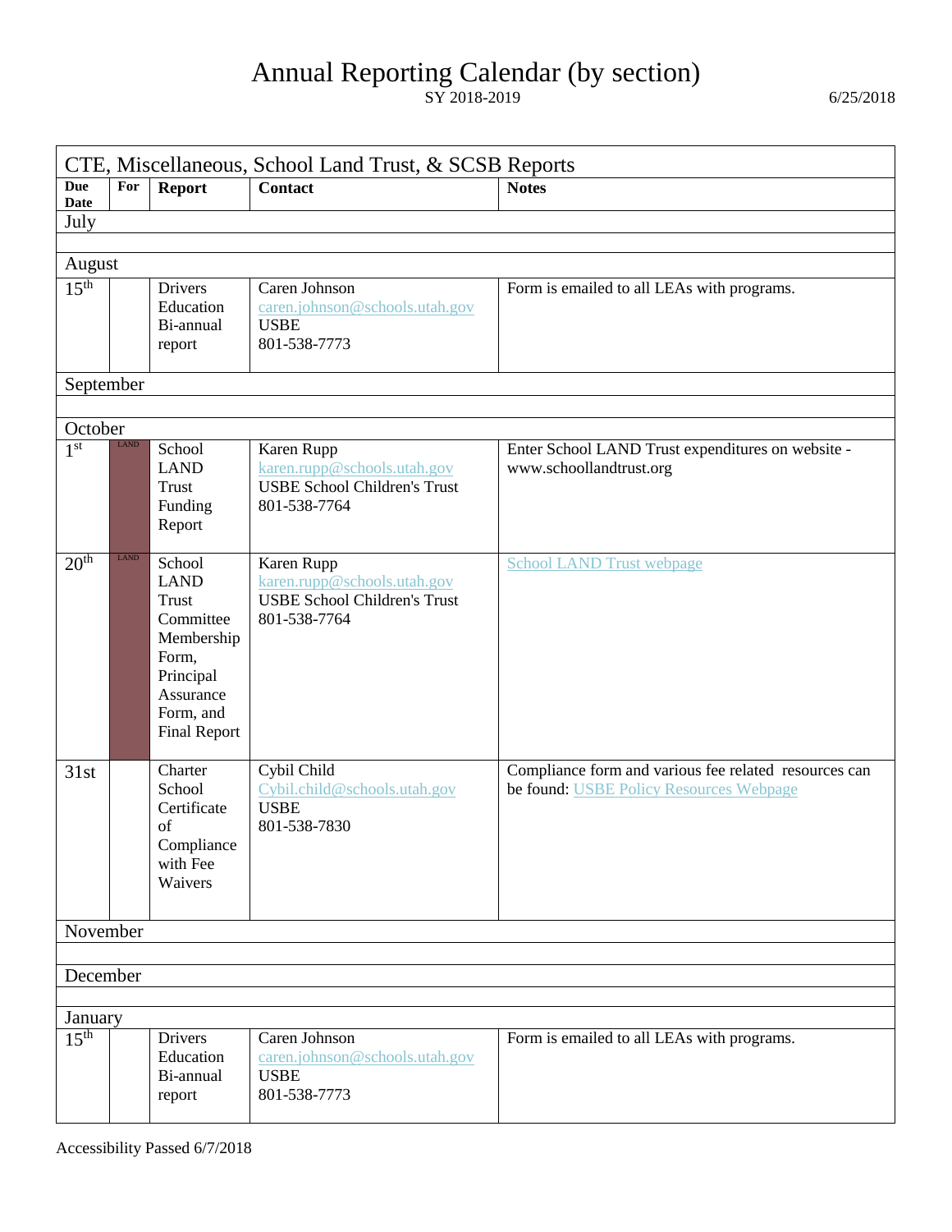# Annual Reporting Calendar (by section)

SY 2018-2019

6/25/2018

| CTE, Miscellaneous, School Land Trust, & SCSB Reports | | | | |
|---|---|---|---|---|
| **Due Date** | **For** | **Report** | **Contact** | **Notes** |
| July | | | | |
| | | | | |
| August | | | | |
| 15th | | Drivers Education Bi-annual report | Caren Johnson caren.johnson@schools.utah.gov USBE 801-538-7773 | Form is emailed to all LEAs with programs. |
| September | | | | |
| | | | | |
| October | | | | |
| 1st | LAND | School LAND Trust Funding Report | Karen Rupp karen.rupp@schools.utah.gov USBE School Children's Trust 801-538-7764 | Enter School LAND Trust expenditures on website - www.schoollandtrust.org |
| 20th | LAND | School LAND Trust Committee Membership Form, Principal Assurance Form, and Final Report | Karen Rupp karen.rupp@schools.utah.gov USBE School Children's Trust 801-538-7764 | School LAND Trust webpage |
| 31st | | Charter School Certificate of Compliance with Fee Waivers | Cybil Child Cybil.child@schools.utah.gov USBE 801-538-7830 | Compliance form and various fee related resources can be found: USBE Policy Resources Webpage |
| November | | | | |
| | | | | |
| December | | | | |
| | | | | |
| January | | | | |
| 15th | | Drivers Education Bi-annual report | Caren Johnson caren.johnson@schools.utah.gov USBE 801-538-7773 | Form is emailed to all LEAs with programs. |

Accessibility Passed 6/7/2018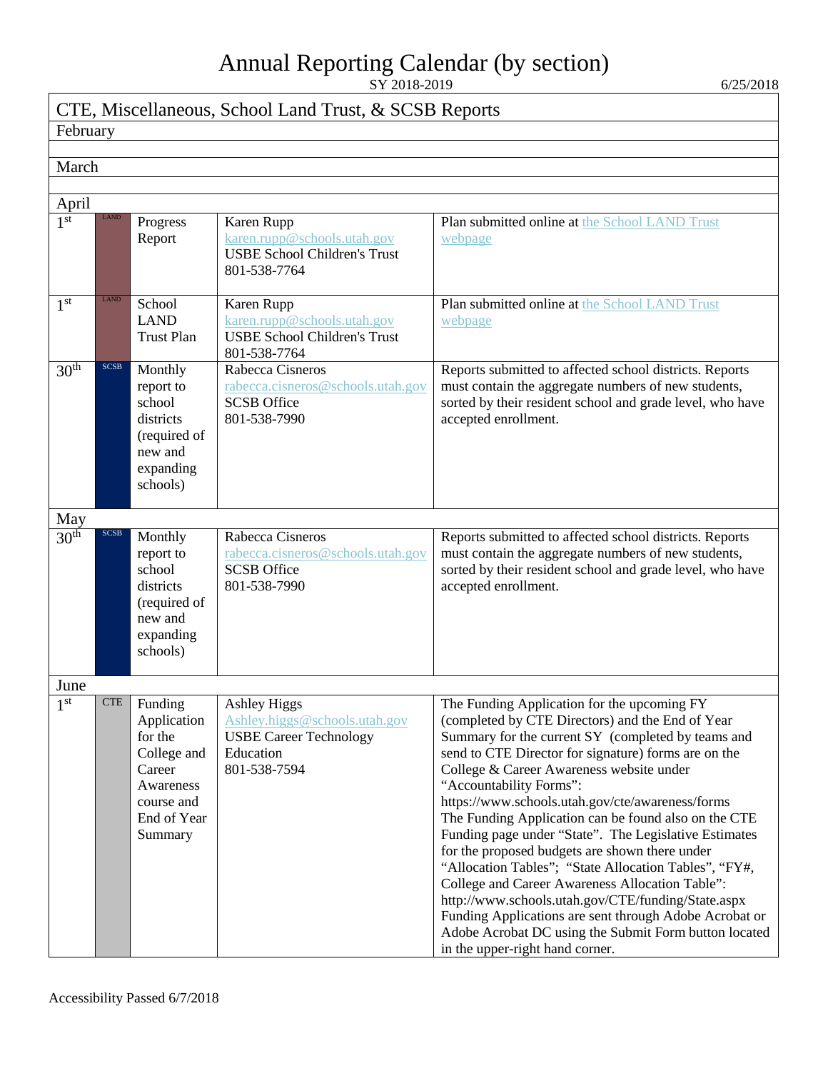# Annual Reporting Calendar (by section)

SY 2018-2019

6/25/2018

## CTE, Miscellaneous, School Land Trust, & SCSB Reports

| Date | Type | Report | Contact | Notes |
|---|---|---|---|---|
| **February** | | | | |
| | | | | |
| **March** | | | | |
| | | | | |
| **April** | | | | |
| 1st | LAND | Progress Report | Karen Rupp<br>karen.rupp@schools.utah.gov<br>USBE School Children's Trust<br>801-538-7764 | Plan submitted online at the School LAND Trust webpage |
| 1st | LAND | School LAND Trust Plan | Karen Rupp<br>karen.rupp@schools.utah.gov<br>USBE School Children's Trust<br>801-538-7764 | Plan submitted online at the School LAND Trust webpage |
| 30th | SCSB | Monthly report to school districts (required of new and expanding schools) | Rabecca Cisneros<br>rabecca.cisneros@schools.utah.gov<br>SCSB Office<br>801-538-7990 | Reports submitted to affected school districts. Reports must contain the aggregate numbers of new students, sorted by their resident school and grade level, who have accepted enrollment. |
| **May** | | | | |
| 30th | SCSB | Monthly report to school districts (required of new and expanding schools) | Rabecca Cisneros<br>rabecca.cisneros@schools.utah.gov<br>SCSB Office<br>801-538-7990 | Reports submitted to affected school districts. Reports must contain the aggregate numbers of new students, sorted by their resident school and grade level, who have accepted enrollment. |
| **June** | | | | |
| 1st | CTE | Funding Application for the College and Career Awareness course and End of Year Summary | Ashley Higgs<br>Ashley.higgs@schools.utah.gov<br>USBE Career Technology Education<br>801-538-7594 | The Funding Application for the upcoming FY (completed by CTE Directors) and the End of Year Summary for the current SY (completed by teams and send to CTE Director for signature) forms are on the College & Career Awareness website under "Accountability Forms": https://www.schools.utah.gov/cte/awareness/forms The Funding Application can be found also on the CTE Funding page under "State". The Legislative Estimates for the proposed budgets are shown there under "Allocation Tables"; "State Allocation Tables", "FY#, College and Career Awareness Allocation Table": http://www.schools.utah.gov/CTE/funding/State.aspx Funding Applications are sent through Adobe Acrobat or Adobe Acrobat DC using the Submit Form button located in the upper-right hand corner. |

Accessibility Passed 6/7/2018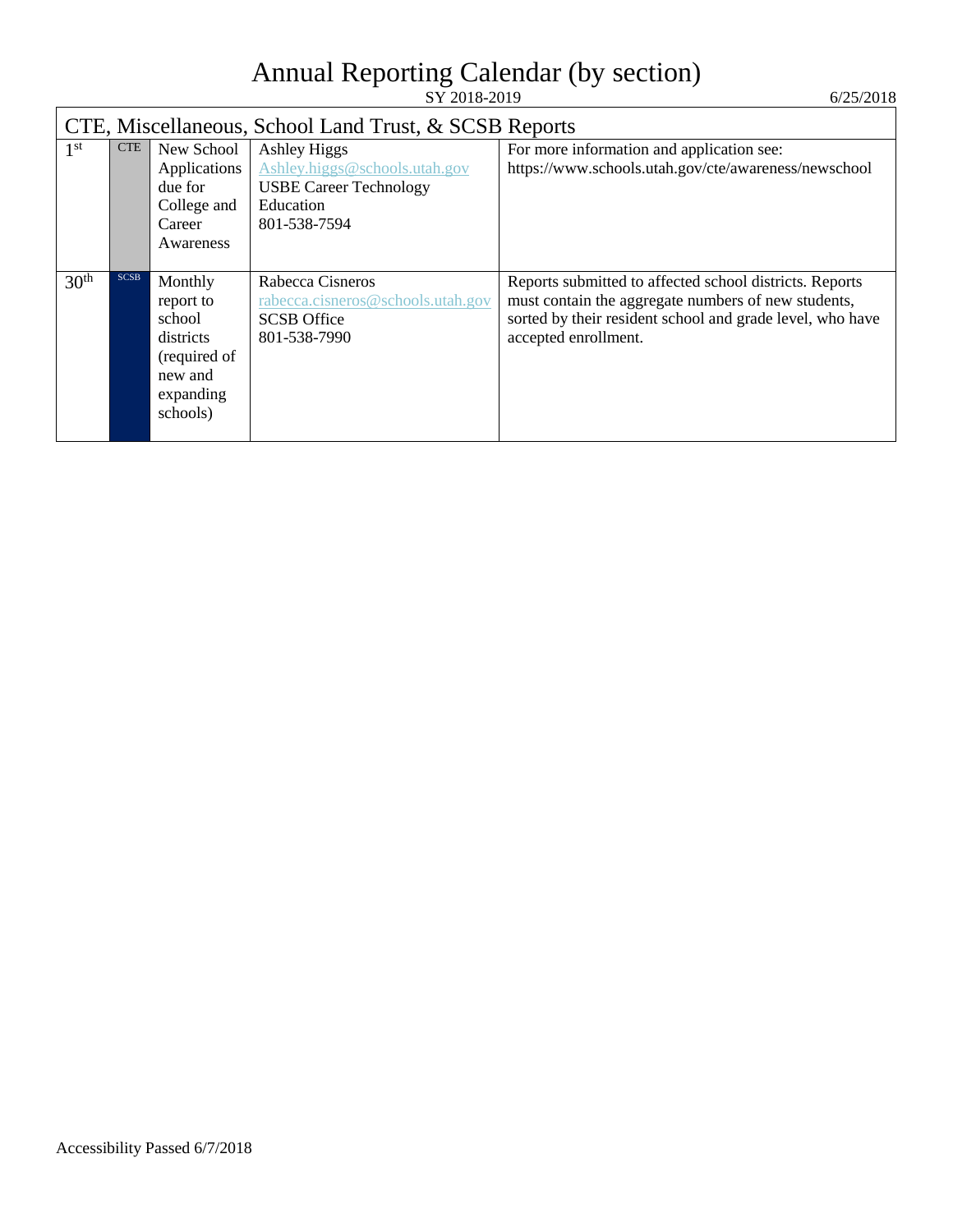# Annual Reporting Calendar (by section)

SY 2018-2019

6/25/2018

## CTE, Miscellaneous, School Land Trust, & SCSB Reports

| | | | | |
|---|---|---|---|---|
| 1st | CTE | New School Applications due for College and Career Awareness | Ashley Higgs<br>Ashley.higgs@schools.utah.gov<br>USBE Career Technology Education<br>801-538-7594 | For more information and application see: https://www.schools.utah.gov/cte/awareness/newschool |
| 30th | SCSB | Monthly report to school districts (required of new and expanding schools) | Rabecca Cisneros<br>rabecca.cisneros@schools.utah.gov<br>SCSB Office<br>801-538-7990 | Reports submitted to affected school districts. Reports must contain the aggregate numbers of new students, sorted by their resident school and grade level, who have accepted enrollment. |

Accessibility Passed 6/7/2018